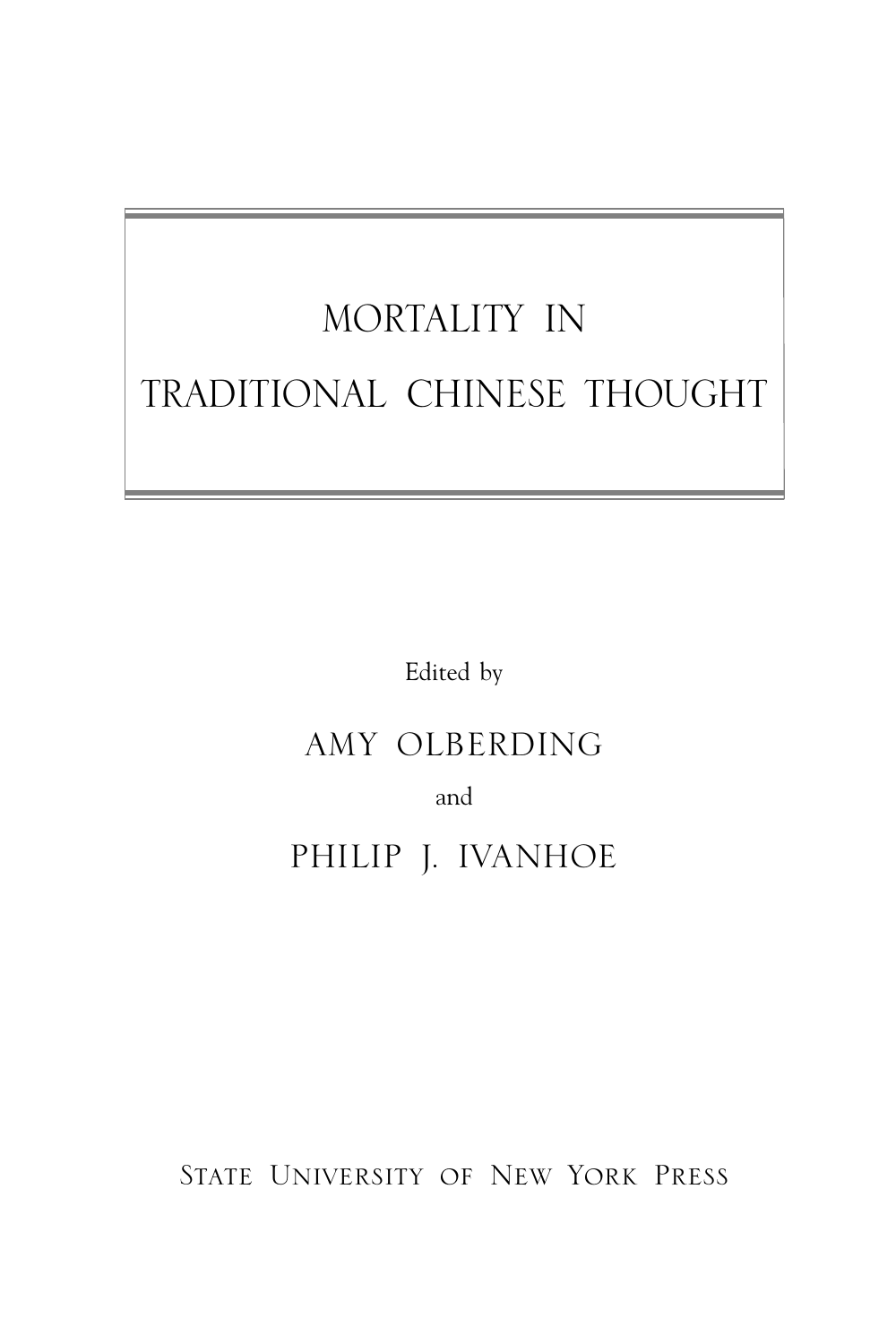# MORTALITY IN TRADITIONAL CHINESE THOUGHT

Edited by

AMY OLBERDING

and

PHILIP J. IVANHOE

STATE UNIVERSITY OF NEW YORK PRESS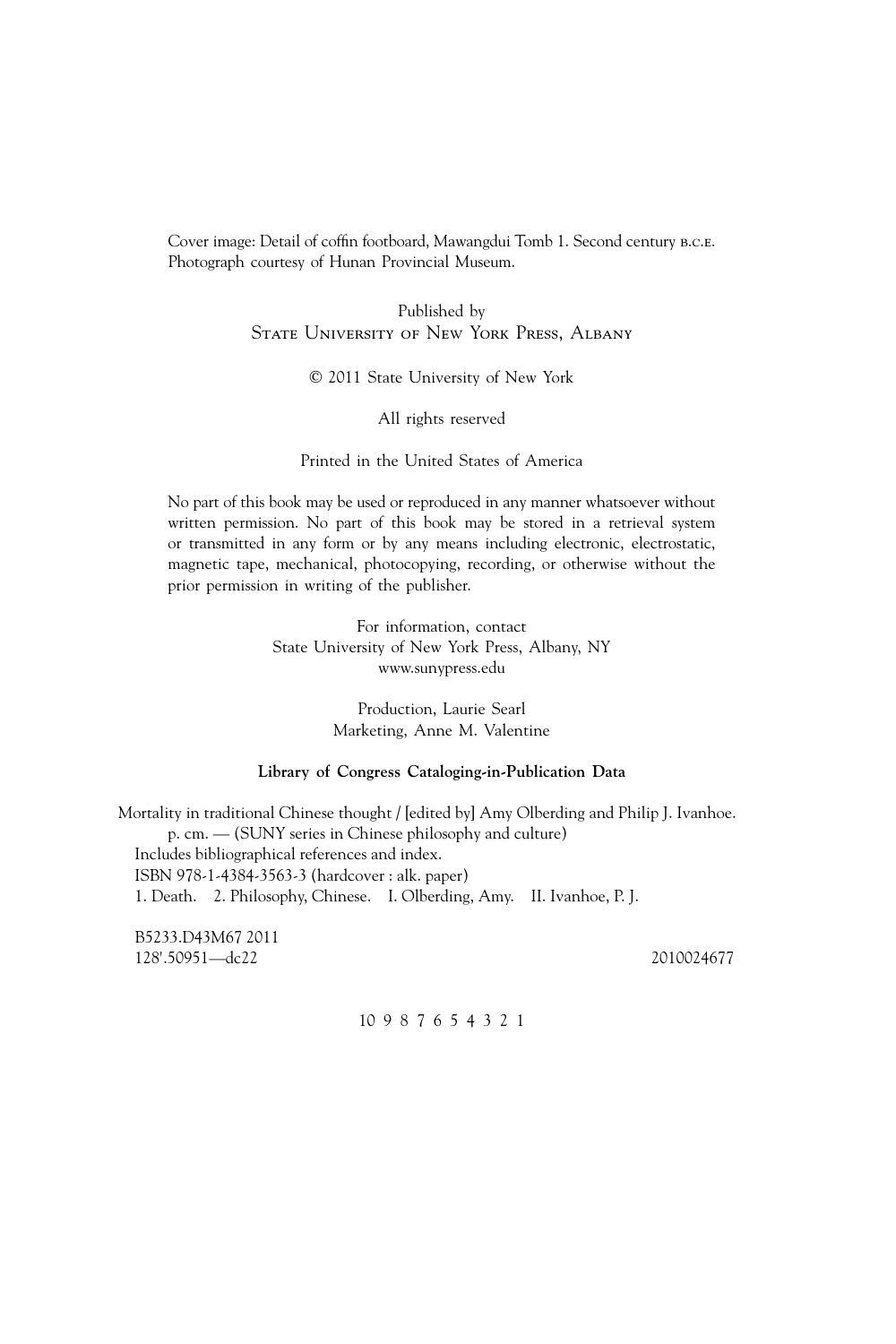Cover image: Detail of coffin footboard, Mawangdui Tomb 1. Second century B.C.E.
Photograph courtesy of Hunan Provincial Museum.

Published by
State University of New York Press, Albany

© 2011 State University of New York

All rights reserved

Printed in the United States of America

No part of this book may be used or reproduced in any manner whatsoever without written permission. No part of this book may be stored in a retrieval system or transmitted in any form or by any means including electronic, electrostatic, magnetic tape, mechanical, photocopying, recording, or otherwise without the prior permission in writing of the publisher.

For information, contact
State University of New York Press, Albany, NY
www.sunypress.edu

Production, Laurie Searl
Marketing, Anne M. Valentine

**Library of Congress Cataloging-in-Publication Data**

Mortality in traditional Chinese thought / [edited by] Amy Olberding and Philip J. Ivanhoe.
p. cm. — (SUNY series in Chinese philosophy and culture)
Includes bibliographical references and index.
ISBN 978-1-4384-3563-3 (hardcover : alk. paper)
1. Death. 2. Philosophy, Chinese. I. Olberding, Amy. II. Ivanhoe, P. J.

B5233.D43M67 2011
128'.50951—dc22 2010024677

10 9 8 7 6 5 4 3 2 1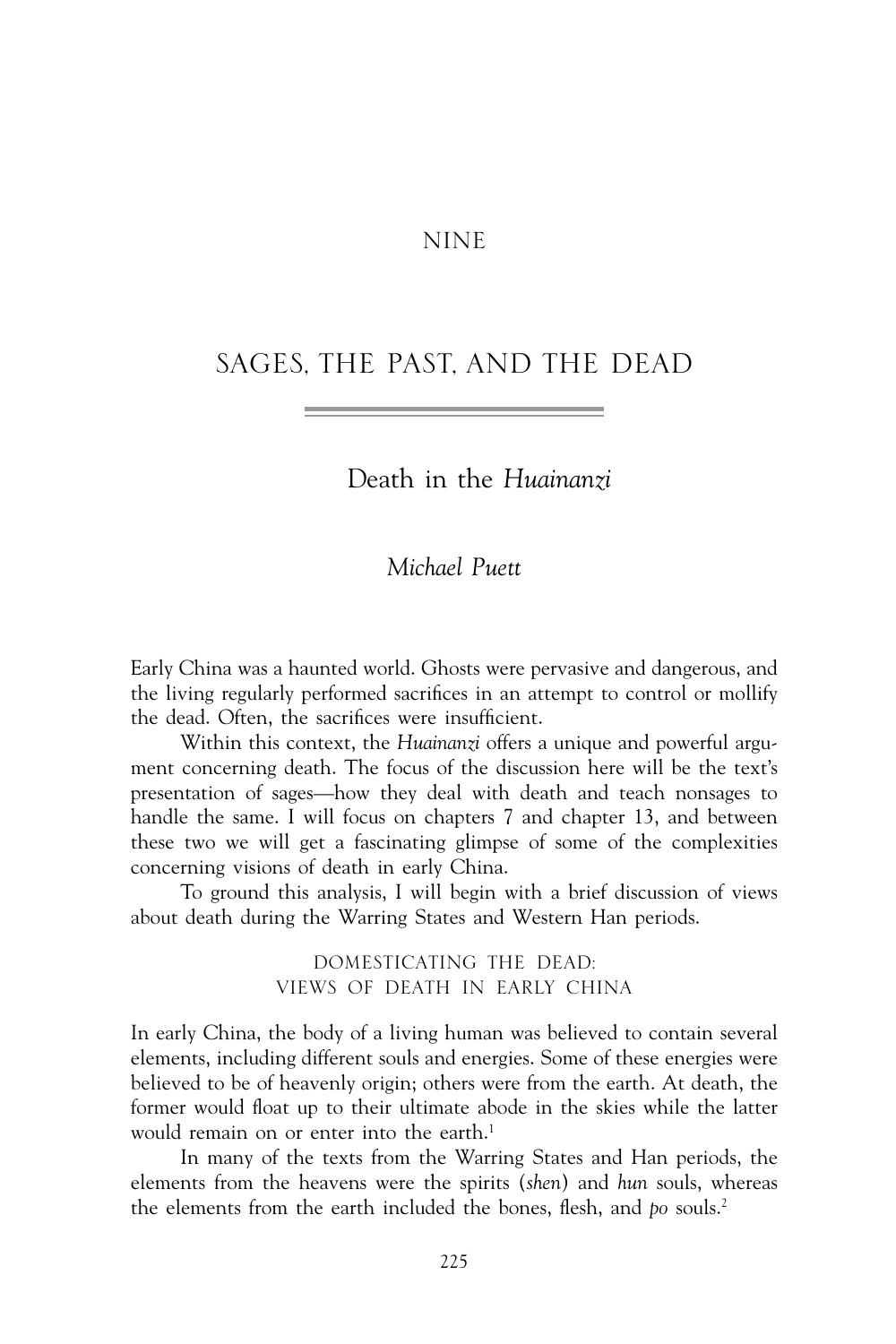NINE

# SAGES, THE PAST, AND THE DEAD

## Death in the *Huainanzi*

*Michael Puett*

Early China was a haunted world. Ghosts were pervasive and dangerous, and the living regularly performed sacrifices in an attempt to control or mollify the dead. Often, the sacrifices were insufficient.

Within this context, the *Huainanzi* offers a unique and powerful argument concerning death. The focus of the discussion here will be the text's presentation of sages—how they deal with death and teach nonsages to handle the same. I will focus on chapters 7 and chapter 13, and between these two we will get a fascinating glimpse of some of the complexities concerning visions of death in early China.

To ground this analysis, I will begin with a brief discussion of views about death during the Warring States and Western Han periods.

### DOMESTICATING THE DEAD: VIEWS OF DEATH IN EARLY CHINA

In early China, the body of a living human was believed to contain several elements, including different souls and energies. Some of these energies were believed to be of heavenly origin; others were from the earth. At death, the former would float up to their ultimate abode in the skies while the latter would remain on or enter into the earth.[1]

In many of the texts from the Warring States and Han periods, the elements from the heavens were the spirits (*shen*) and *hun* souls, whereas the elements from the earth included the bones, flesh, and *po* souls.[2]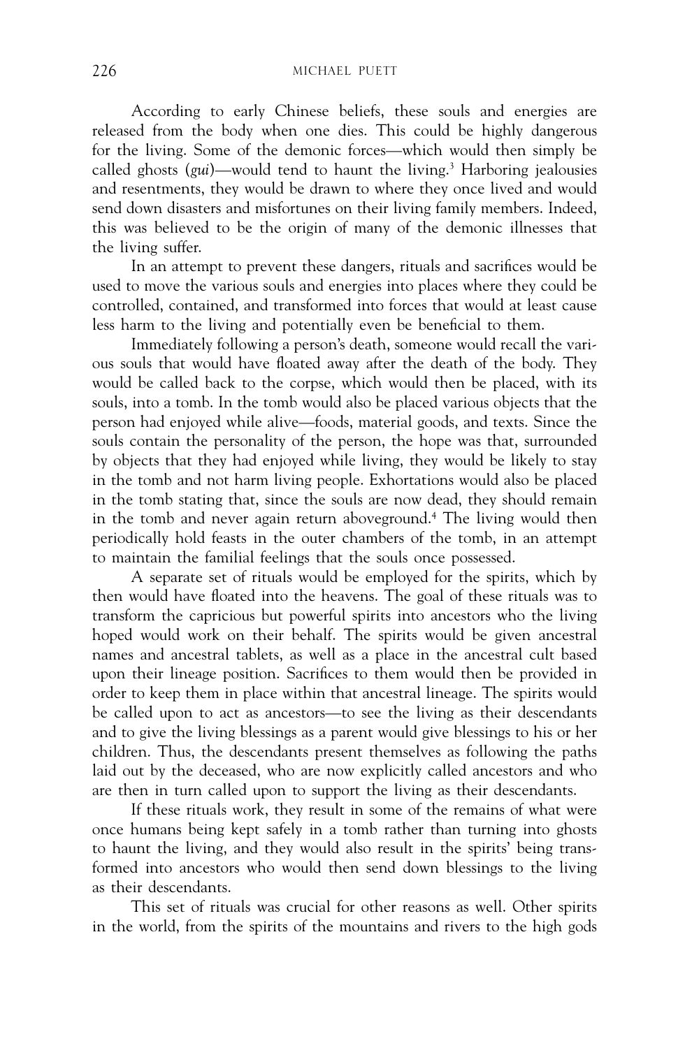According to early Chinese beliefs, these souls and energies are released from the body when one dies. This could be highly dangerous for the living. Some of the demonic forces—which would then simply be called ghosts (*gui*)—would tend to haunt the living.[3] Harboring jealousies and resentments, they would be drawn to where they once lived and would send down disasters and misfortunes on their living family members. Indeed, this was believed to be the origin of many of the demonic illnesses that the living suffer.

In an attempt to prevent these dangers, rituals and sacrifices would be used to move the various souls and energies into places where they could be controlled, contained, and transformed into forces that would at least cause less harm to the living and potentially even be beneficial to them.

Immediately following a person's death, someone would recall the various souls that would have floated away after the death of the body. They would be called back to the corpse, which would then be placed, with its souls, into a tomb. In the tomb would also be placed various objects that the person had enjoyed while alive—foods, material goods, and texts. Since the souls contain the personality of the person, the hope was that, surrounded by objects that they had enjoyed while living, they would be likely to stay in the tomb and not harm living people. Exhortations would also be placed in the tomb stating that, since the souls are now dead, they should remain in the tomb and never again return aboveground.[4] The living would then periodically hold feasts in the outer chambers of the tomb, in an attempt to maintain the familial feelings that the souls once possessed.

A separate set of rituals would be employed for the spirits, which by then would have floated into the heavens. The goal of these rituals was to transform the capricious but powerful spirits into ancestors who the living hoped would work on their behalf. The spirits would be given ancestral names and ancestral tablets, as well as a place in the ancestral cult based upon their lineage position. Sacrifices to them would then be provided in order to keep them in place within that ancestral lineage. The spirits would be called upon to act as ancestors—to see the living as their descendants and to give the living blessings as a parent would give blessings to his or her children. Thus, the descendants present themselves as following the paths laid out by the deceased, who are now explicitly called ancestors and who are then in turn called upon to support the living as their descendants.

If these rituals work, they result in some of the remains of what were once humans being kept safely in a tomb rather than turning into ghosts to haunt the living, and they would also result in the spirits' being transformed into ancestors who would then send down blessings to the living as their descendants.

This set of rituals was crucial for other reasons as well. Other spirits in the world, from the spirits of the mountains and rivers to the high gods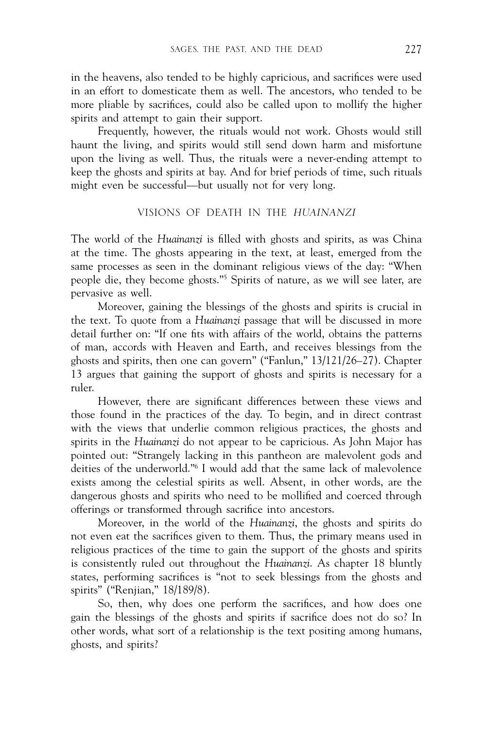in the heavens, also tended to be highly capricious, and sacrifices were used in an effort to domesticate them as well. The ancestors, who tended to be more pliable by sacrifices, could also be called upon to mollify the higher spirits and attempt to gain their support.

Frequently, however, the rituals would not work. Ghosts would still haunt the living, and spirits would still send down harm and misfortune upon the living as well. Thus, the rituals were a never-ending attempt to keep the ghosts and spirits at bay. And for brief periods of time, such rituals might even be successful—but usually not for very long.

## VISIONS OF DEATH IN THE *HUAINANZI*

The world of the *Huainanzi* is filled with ghosts and spirits, as was China at the time. The ghosts appearing in the text, at least, emerged from the same processes as seen in the dominant religious views of the day: "When people die, they become ghosts."[5] Spirits of nature, as we will see later, are pervasive as well.

Moreover, gaining the blessings of the ghosts and spirits is crucial in the text. To quote from a *Huainanzi* passage that will be discussed in more detail further on: "If one fits with affairs of the world, obtains the patterns of man, accords with Heaven and Earth, and receives blessings from the ghosts and spirits, then one can govern" ("Fanlun," 13/121/26–27). Chapter 13 argues that gaining the support of ghosts and spirits is necessary for a ruler.

However, there are significant differences between these views and those found in the practices of the day. To begin, and in direct contrast with the views that underlie common religious practices, the ghosts and spirits in the *Huainanzi* do not appear to be capricious. As John Major has pointed out: "Strangely lacking in this pantheon are malevolent gods and deities of the underworld."[6] I would add that the same lack of malevolence exists among the celestial spirits as well. Absent, in other words, are the dangerous ghosts and spirits who need to be mollified and coerced through offerings or transformed through sacrifice into ancestors.

Moreover, in the world of the *Huainanzi*, the ghosts and spirits do not even eat the sacrifices given to them. Thus, the primary means used in religious practices of the time to gain the support of the ghosts and spirits is consistently ruled out throughout the *Huainanzi*. As chapter 18 bluntly states, performing sacrifices is "not to seek blessings from the ghosts and spirits" ("Renjian," 18/189/8).

So, then, why does one perform the sacrifices, and how does one gain the blessings of the ghosts and spirits if sacrifice does not do so? In other words, what sort of a relationship is the text positing among humans, ghosts, and spirits?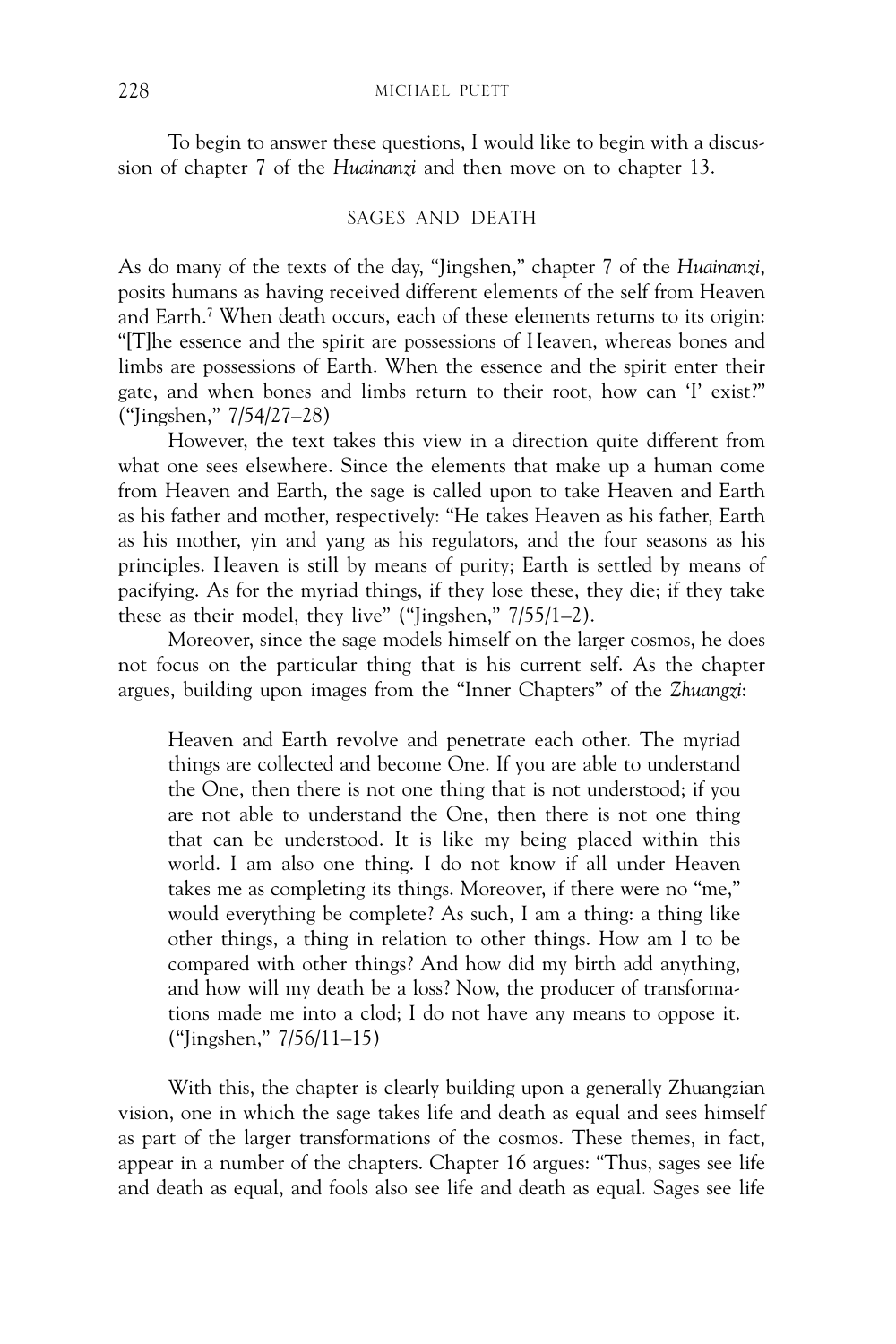To begin to answer these questions, I would like to begin with a discussion of chapter 7 of the *Huainanzi* and then move on to chapter 13.

## SAGES AND DEATH

As do many of the texts of the day, "Jingshen," chapter 7 of the *Huainanzi*, posits humans as having received different elements of the self from Heaven and Earth.[7] When death occurs, each of these elements returns to its origin: "[T]he essence and the spirit are possessions of Heaven, whereas bones and limbs are possessions of Earth. When the essence and the spirit enter their gate, and when bones and limbs return to their root, how can 'I' exist?" ("Jingshen," 7/54/27–28)

However, the text takes this view in a direction quite different from what one sees elsewhere. Since the elements that make up a human come from Heaven and Earth, the sage is called upon to take Heaven and Earth as his father and mother, respectively: "He takes Heaven as his father, Earth as his mother, yin and yang as his regulators, and the four seasons as his principles. Heaven is still by means of purity; Earth is settled by means of pacifying. As for the myriad things, if they lose these, they die; if they take these as their model, they live" ("Jingshen," 7/55/1–2).

Moreover, since the sage models himself on the larger cosmos, he does not focus on the particular thing that is his current self. As the chapter argues, building upon images from the "Inner Chapters" of the *Zhuangzi*:

> Heaven and Earth revolve and penetrate each other. The myriad things are collected and become One. If you are able to understand the One, then there is not one thing that is not understood; if you are not able to understand the One, then there is not one thing that can be understood. It is like my being placed within this world. I am also one thing. I do not know if all under Heaven takes me as completing its things. Moreover, if there were no "me," would everything be complete? As such, I am a thing: a thing like other things, a thing in relation to other things. How am I to be compared with other things? And how did my birth add anything, and how will my death be a loss? Now, the producer of transformations made me into a clod; I do not have any means to oppose it. ("Jingshen," 7/56/11–15)

With this, the chapter is clearly building upon a generally Zhuangzian vision, one in which the sage takes life and death as equal and sees himself as part of the larger transformations of the cosmos. These themes, in fact, appear in a number of the chapters. Chapter 16 argues: "Thus, sages see life and death as equal, and fools also see life and death as equal. Sages see life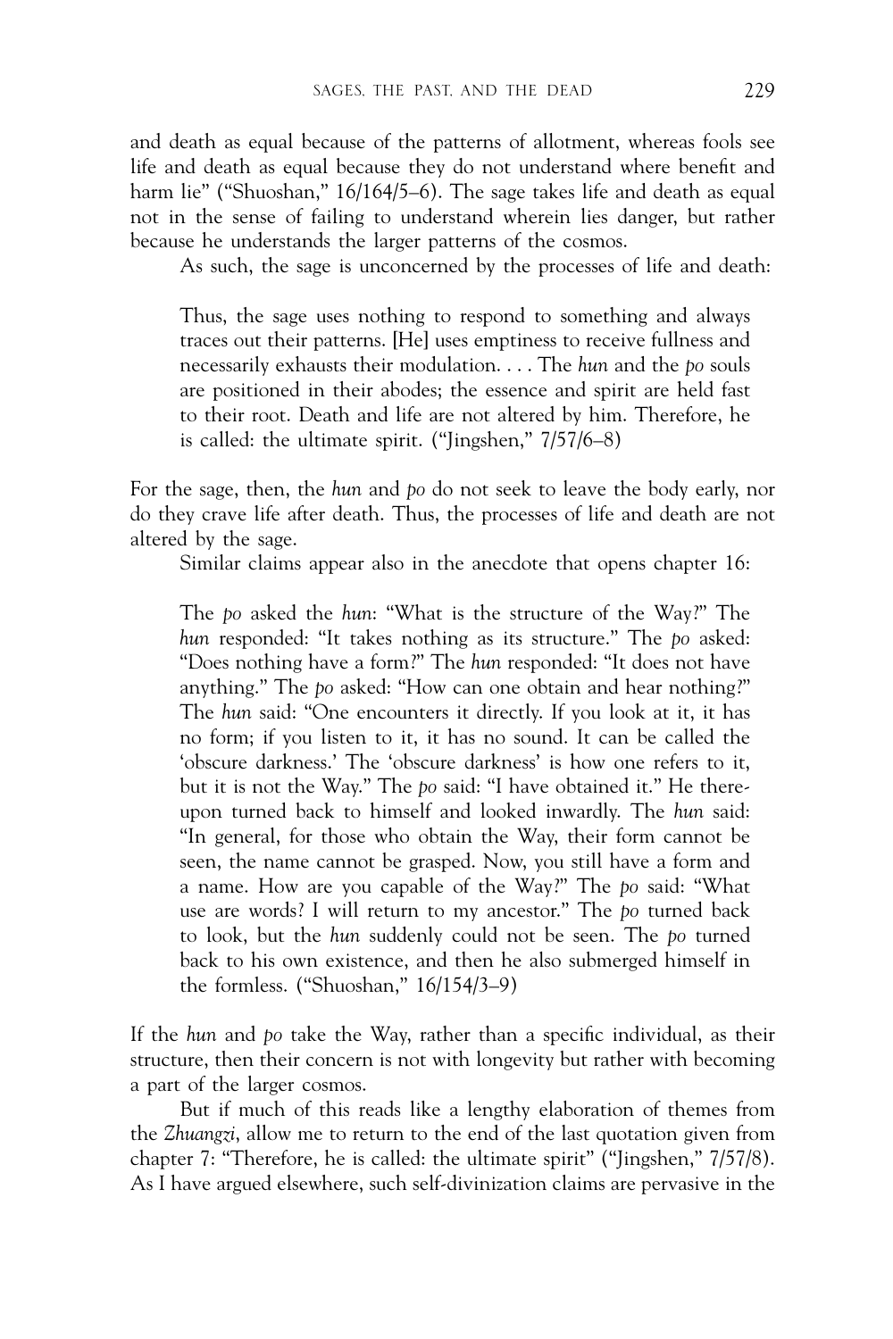and death as equal because of the patterns of allotment, whereas fools see life and death as equal because they do not understand where benefit and harm lie" ("Shuoshan," 16/164/5–6). The sage takes life and death as equal not in the sense of failing to understand wherein lies danger, but rather because he understands the larger patterns of the cosmos.

As such, the sage is unconcerned by the processes of life and death:

> Thus, the sage uses nothing to respond to something and always traces out their patterns. [He] uses emptiness to receive fullness and necessarily exhausts their modulation. . . . The *hun* and the *po* souls are positioned in their abodes; the essence and spirit are held fast to their root. Death and life are not altered by him. Therefore, he is called: the ultimate spirit. ("Jingshen," 7/57/6–8)

For the sage, then, the *hun* and *po* do not seek to leave the body early, nor do they crave life after death. Thus, the processes of life and death are not altered by the sage.

Similar claims appear also in the anecdote that opens chapter 16:

> The *po* asked the *hun*: "What is the structure of the Way?" The *hun* responded: "It takes nothing as its structure." The *po* asked: "Does nothing have a form?" The *hun* responded: "It does not have anything." The *po* asked: "How can one obtain and hear nothing?" The *hun* said: "One encounters it directly. If you look at it, it has no form; if you listen to it, it has no sound. It can be called the 'obscure darkness.' The 'obscure darkness' is how one refers to it, but it is not the Way." The *po* said: "I have obtained it." He thereupon turned back to himself and looked inwardly. The *hun* said: "In general, for those who obtain the Way, their form cannot be seen, the name cannot be grasped. Now, you still have a form and a name. How are you capable of the Way?" The *po* said: "What use are words? I will return to my ancestor." The *po* turned back to look, but the *hun* suddenly could not be seen. The *po* turned back to his own existence, and then he also submerged himself in the formless. ("Shuoshan," 16/154/3–9)

If the *hun* and *po* take the Way, rather than a specific individual, as their structure, then their concern is not with longevity but rather with becoming a part of the larger cosmos.

But if much of this reads like a lengthy elaboration of themes from the *Zhuangzi*, allow me to return to the end of the last quotation given from chapter 7: "Therefore, he is called: the ultimate spirit" ("Jingshen," 7/57/8). As I have argued elsewhere, such self-divinization claims are pervasive in the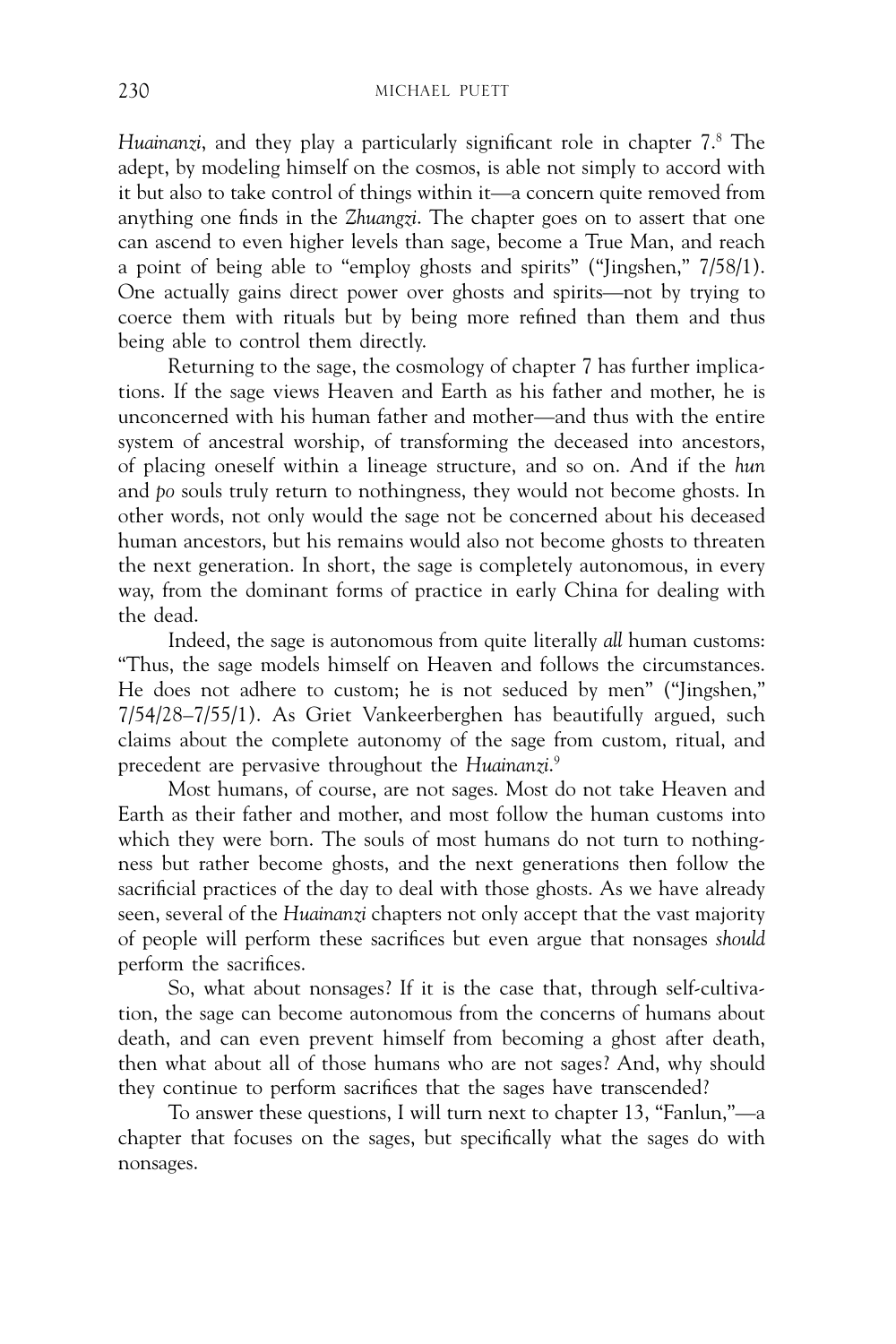*Huainanzi*, and they play a particularly significant role in chapter 7.[8] The adept, by modeling himself on the cosmos, is able not simply to accord with it but also to take control of things within it—a concern quite removed from anything one finds in the *Zhuangzi*. The chapter goes on to assert that one can ascend to even higher levels than sage, become a True Man, and reach a point of being able to "employ ghosts and spirits" ("Jingshen," 7/58/1). One actually gains direct power over ghosts and spirits—not by trying to coerce them with rituals but by being more refined than them and thus being able to control them directly.

Returning to the sage, the cosmology of chapter 7 has further implications. If the sage views Heaven and Earth as his father and mother, he is unconcerned with his human father and mother—and thus with the entire system of ancestral worship, of transforming the deceased into ancestors, of placing oneself within a lineage structure, and so on. And if the *hun* and *po* souls truly return to nothingness, they would not become ghosts. In other words, not only would the sage not be concerned about his deceased human ancestors, but his remains would also not become ghosts to threaten the next generation. In short, the sage is completely autonomous, in every way, from the dominant forms of practice in early China for dealing with the dead.

Indeed, the sage is autonomous from quite literally *all* human customs: "Thus, the sage models himself on Heaven and follows the circumstances. He does not adhere to custom; he is not seduced by men" ("Jingshen," 7/54/28–7/55/1). As Griet Vankeerberghen has beautifully argued, such claims about the complete autonomy of the sage from custom, ritual, and precedent are pervasive throughout the *Huainanzi*.[9]

Most humans, of course, are not sages. Most do not take Heaven and Earth as their father and mother, and most follow the human customs into which they were born. The souls of most humans do not turn to nothingness but rather become ghosts, and the next generations then follow the sacrificial practices of the day to deal with those ghosts. As we have already seen, several of the *Huainanzi* chapters not only accept that the vast majority of people will perform these sacrifices but even argue that nonsages *should* perform the sacrifices.

So, what about nonsages? If it is the case that, through self-cultivation, the sage can become autonomous from the concerns of humans about death, and can even prevent himself from becoming a ghost after death, then what about all of those humans who are not sages? And, why should they continue to perform sacrifices that the sages have transcended?

To answer these questions, I will turn next to chapter 13, "Fanlun,"—a chapter that focuses on the sages, but specifically what the sages do with nonsages.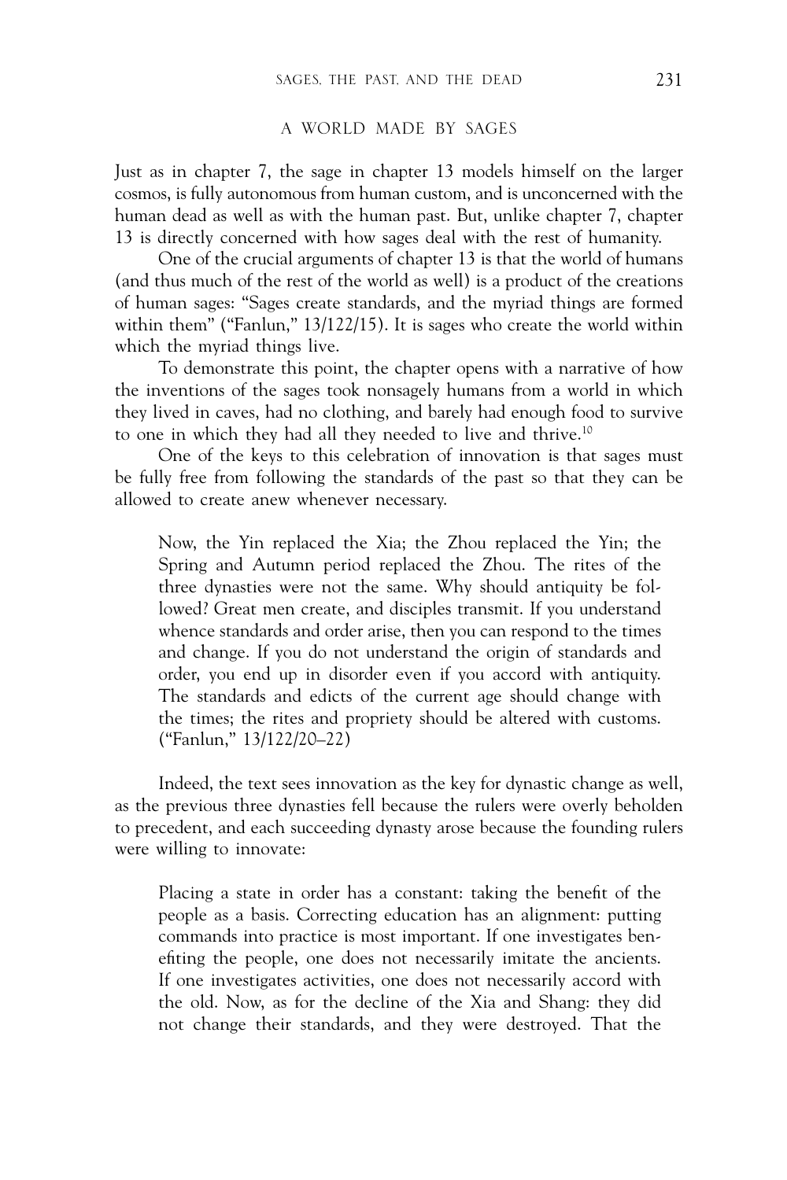## A WORLD MADE BY SAGES

Just as in chapter 7, the sage in chapter 13 models himself on the larger cosmos, is fully autonomous from human custom, and is unconcerned with the human dead as well as with the human past. But, unlike chapter 7, chapter 13 is directly concerned with how sages deal with the rest of humanity.

One of the crucial arguments of chapter 13 is that the world of humans (and thus much of the rest of the world as well) is a product of the creations of human sages: "Sages create standards, and the myriad things are formed within them" ("Fanlun," 13/122/15). It is sages who create the world within which the myriad things live.

To demonstrate this point, the chapter opens with a narrative of how the inventions of the sages took nonsagely humans from a world in which they lived in caves, had no clothing, and barely had enough food to survive to one in which they had all they needed to live and thrive.[10]

One of the keys to this celebration of innovation is that sages must be fully free from following the standards of the past so that they can be allowed to create anew whenever necessary.

> Now, the Yin replaced the Xia; the Zhou replaced the Yin; the Spring and Autumn period replaced the Zhou. The rites of the three dynasties were not the same. Why should antiquity be followed? Great men create, and disciples transmit. If you understand whence standards and order arise, then you can respond to the times and change. If you do not understand the origin of standards and order, you end up in disorder even if you accord with antiquity. The standards and edicts of the current age should change with the times; the rites and propriety should be altered with customs. ("Fanlun," 13/122/20–22)

Indeed, the text sees innovation as the key for dynastic change as well, as the previous three dynasties fell because the rulers were overly beholden to precedent, and each succeeding dynasty arose because the founding rulers were willing to innovate:

> Placing a state in order has a constant: taking the benefit of the people as a basis. Correcting education has an alignment: putting commands into practice is most important. If one investigates benefiting the people, one does not necessarily imitate the ancients. If one investigates activities, one does not necessarily accord with the old. Now, as for the decline of the Xia and Shang: they did not change their standards, and they were destroyed. That the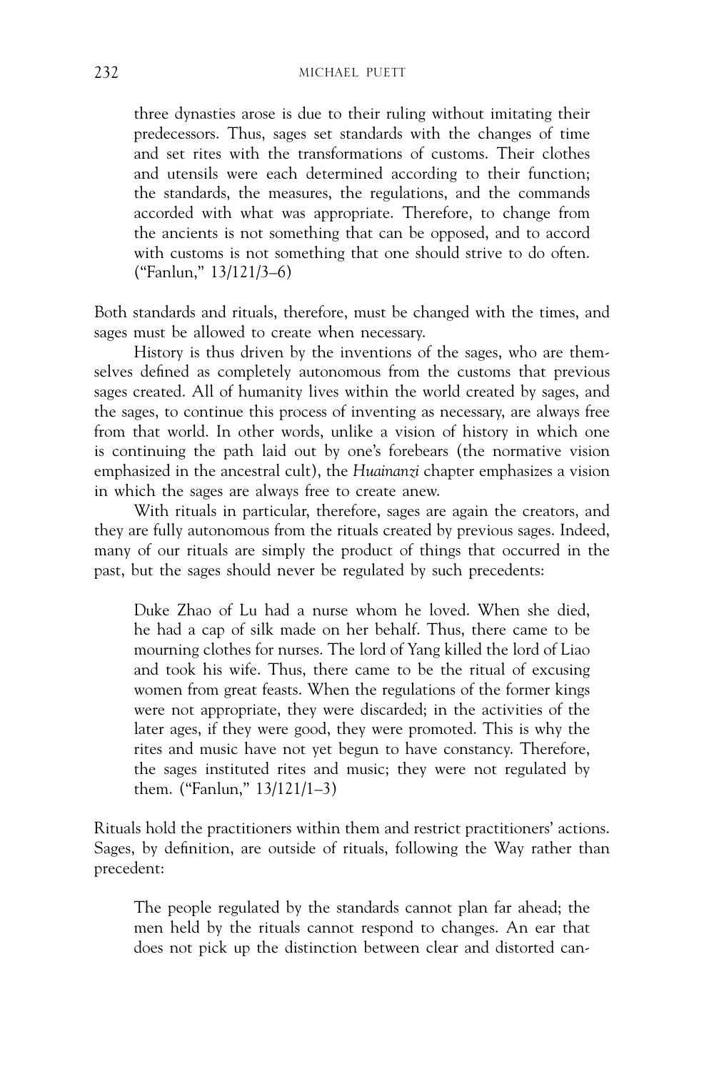three dynasties arose is due to their ruling without imitating their predecessors. Thus, sages set standards with the changes of time and set rites with the transformations of customs. Their clothes and utensils were each determined according to their function; the standards, the measures, the regulations, and the commands accorded with what was appropriate. Therefore, to change from the ancients is not something that can be opposed, and to accord with customs is not something that one should strive to do often. ("Fanlun," 13/121/3–6)

Both standards and rituals, therefore, must be changed with the times, and sages must be allowed to create when necessary.

History is thus driven by the inventions of the sages, who are themselves defined as completely autonomous from the customs that previous sages created. All of humanity lives within the world created by sages, and the sages, to continue this process of inventing as necessary, are always free from that world. In other words, unlike a vision of history in which one is continuing the path laid out by one's forebears (the normative vision emphasized in the ancestral cult), the *Huainanzi* chapter emphasizes a vision in which the sages are always free to create anew.

With rituals in particular, therefore, sages are again the creators, and they are fully autonomous from the rituals created by previous sages. Indeed, many of our rituals are simply the product of things that occurred in the past, but the sages should never be regulated by such precedents:

> Duke Zhao of Lu had a nurse whom he loved. When she died, he had a cap of silk made on her behalf. Thus, there came to be mourning clothes for nurses. The lord of Yang killed the lord of Liao and took his wife. Thus, there came to be the ritual of excusing women from great feasts. When the regulations of the former kings were not appropriate, they were discarded; in the activities of the later ages, if they were good, they were promoted. This is why the rites and music have not yet begun to have constancy. Therefore, the sages instituted rites and music; they were not regulated by them. ("Fanlun," 13/121/1–3)

Rituals hold the practitioners within them and restrict practitioners' actions. Sages, by definition, are outside of rituals, following the Way rather than precedent:

> The people regulated by the standards cannot plan far ahead; the men held by the rituals cannot respond to changes. An ear that does not pick up the distinction between clear and distorted can-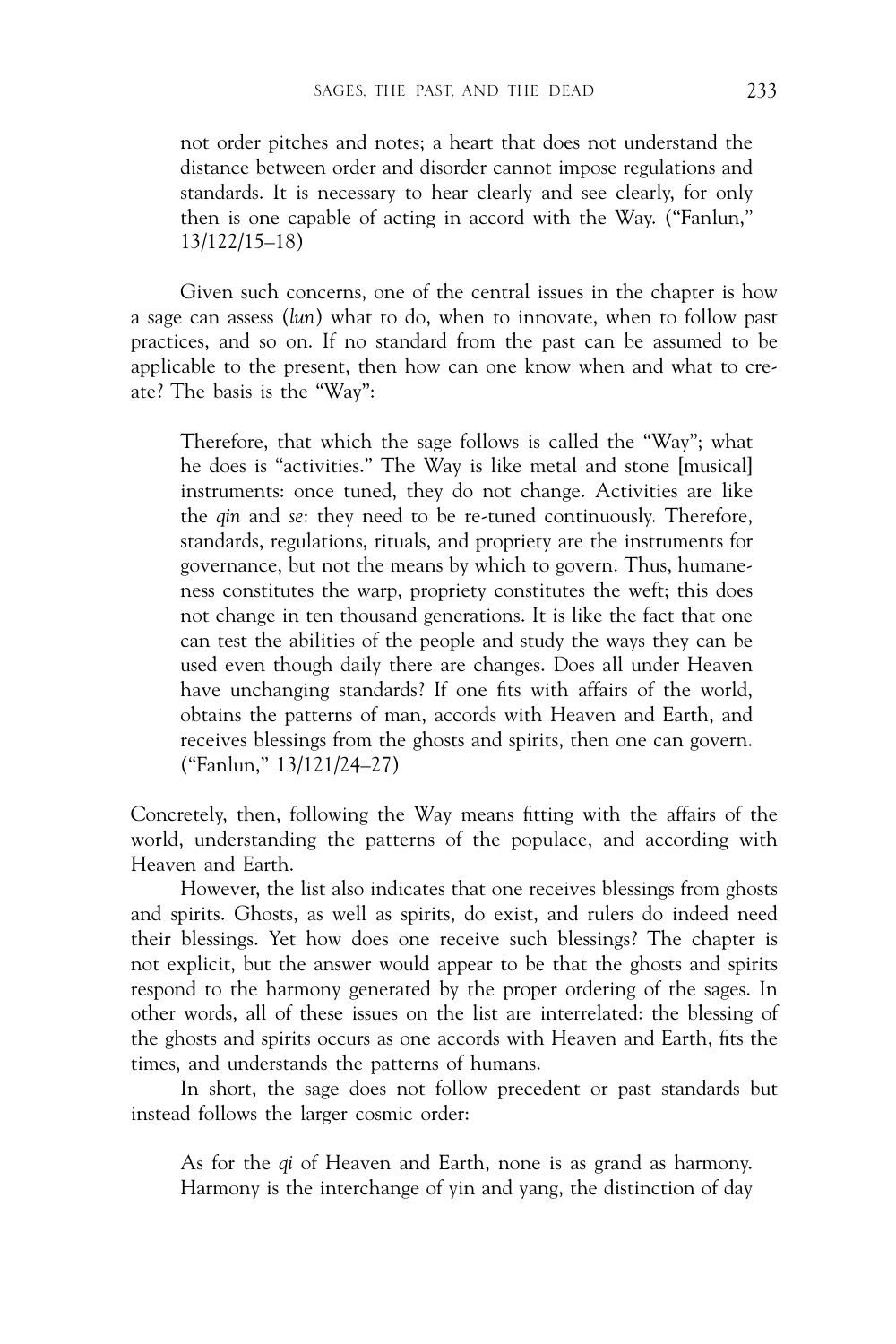> not order pitches and notes; a heart that does not understand the distance between order and disorder cannot impose regulations and standards. It is necessary to hear clearly and see clearly, for only then is one capable of acting in accord with the Way. ("Fanlun," 13/122/15–18)

Given such concerns, one of the central issues in the chapter is how a sage can assess (*lun*) what to do, when to innovate, when to follow past practices, and so on. If no standard from the past can be assumed to be applicable to the present, then how can one know when and what to create? The basis is the "Way":

> Therefore, that which the sage follows is called the "Way"; what he does is "activities." The Way is like metal and stone [musical] instruments: once tuned, they do not change. Activities are like the *qin* and *se*: they need to be re-tuned continuously. Therefore, standards, regulations, rituals, and propriety are the instruments for governance, but not the means by which to govern. Thus, humaneness constitutes the warp, propriety constitutes the weft; this does not change in ten thousand generations. It is like the fact that one can test the abilities of the people and study the ways they can be used even though daily there are changes. Does all under Heaven have unchanging standards? If one fits with affairs of the world, obtains the patterns of man, accords with Heaven and Earth, and receives blessings from the ghosts and spirits, then one can govern. ("Fanlun," 13/121/24–27)

Concretely, then, following the Way means fitting with the affairs of the world, understanding the patterns of the populace, and according with Heaven and Earth.

However, the list also indicates that one receives blessings from ghosts and spirits. Ghosts, as well as spirits, do exist, and rulers do indeed need their blessings. Yet how does one receive such blessings? The chapter is not explicit, but the answer would appear to be that the ghosts and spirits respond to the harmony generated by the proper ordering of the sages. In other words, all of these issues on the list are interrelated: the blessing of the ghosts and spirits occurs as one accords with Heaven and Earth, fits the times, and understands the patterns of humans.

In short, the sage does not follow precedent or past standards but instead follows the larger cosmic order:

> As for the *qi* of Heaven and Earth, none is as grand as harmony. Harmony is the interchange of yin and yang, the distinction of day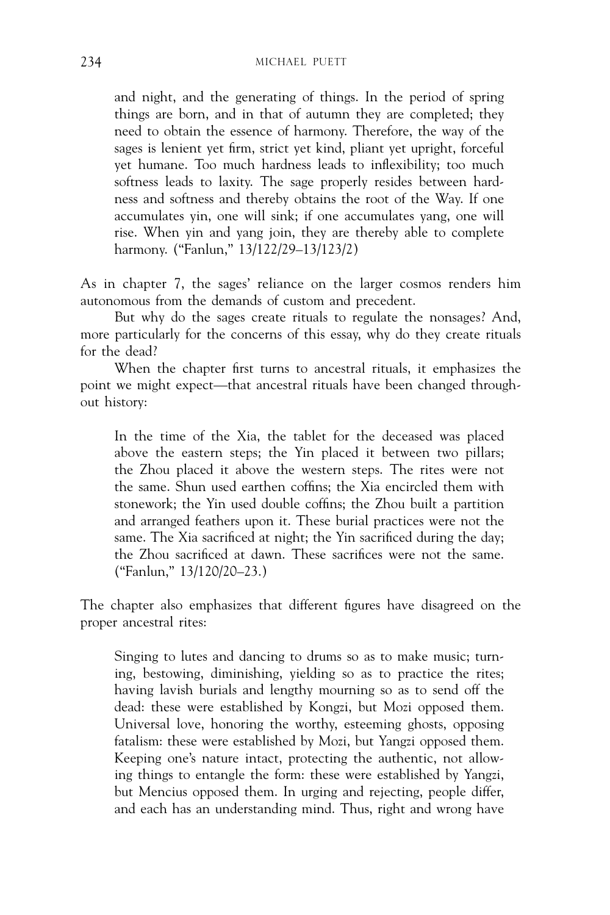> and night, and the generating of things. In the period of spring things are born, and in that of autumn they are completed; they need to obtain the essence of harmony. Therefore, the way of the sages is lenient yet firm, strict yet kind, pliant yet upright, forceful yet humane. Too much hardness leads to inflexibility; too much softness leads to laxity. The sage properly resides between hardness and softness and thereby obtains the root of the Way. If one accumulates yin, one will sink; if one accumulates yang, one will rise. When yin and yang join, they are thereby able to complete harmony. ("Fanlun," 13/122/29–13/123/2)

As in chapter 7, the sages' reliance on the larger cosmos renders him autonomous from the demands of custom and precedent.

But why do the sages create rituals to regulate the nonsages? And, more particularly for the concerns of this essay, why do they create rituals for the dead?

When the chapter first turns to ancestral rituals, it emphasizes the point we might expect—that ancestral rituals have been changed throughout history:

> In the time of the Xia, the tablet for the deceased was placed above the eastern steps; the Yin placed it between two pillars; the Zhou placed it above the western steps. The rites were not the same. Shun used earthen coffins; the Xia encircled them with stonework; the Yin used double coffins; the Zhou built a partition and arranged feathers upon it. These burial practices were not the same. The Xia sacrificed at night; the Yin sacrificed during the day; the Zhou sacrificed at dawn. These sacrifices were not the same. ("Fanlun," 13/120/20–23.)

The chapter also emphasizes that different figures have disagreed on the proper ancestral rites:

> Singing to lutes and dancing to drums so as to make music; turning, bestowing, diminishing, yielding so as to practice the rites; having lavish burials and lengthy mourning so as to send off the dead: these were established by Kongzi, but Mozi opposed them. Universal love, honoring the worthy, esteeming ghosts, opposing fatalism: these were established by Mozi, but Yangzi opposed them. Keeping one's nature intact, protecting the authentic, not allowing things to entangle the form: these were established by Yangzi, but Mencius opposed them. In urging and rejecting, people differ, and each has an understanding mind. Thus, right and wrong have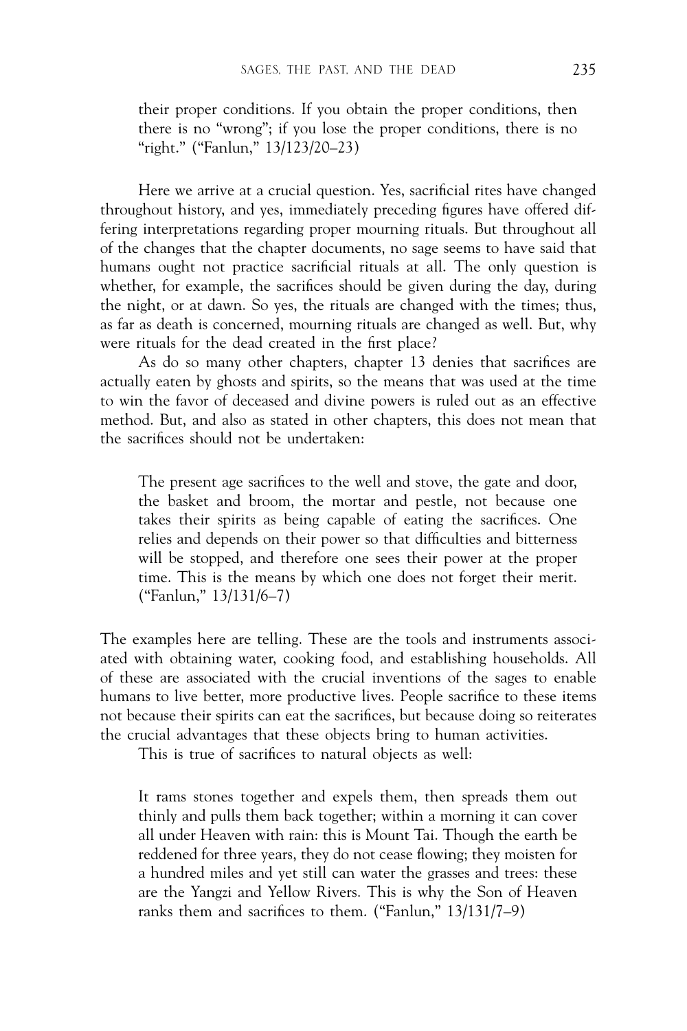their proper conditions. If you obtain the proper conditions, then there is no "wrong"; if you lose the proper conditions, there is no "right." ("Fanlun," 13/123/20–23)

Here we arrive at a crucial question. Yes, sacrificial rites have changed throughout history, and yes, immediately preceding figures have offered differing interpretations regarding proper mourning rituals. But throughout all of the changes that the chapter documents, no sage seems to have said that humans ought not practice sacrificial rituals at all. The only question is whether, for example, the sacrifices should be given during the day, during the night, or at dawn. So yes, the rituals are changed with the times; thus, as far as death is concerned, mourning rituals are changed as well. But, why were rituals for the dead created in the first place?

As do so many other chapters, chapter 13 denies that sacrifices are actually eaten by ghosts and spirits, so the means that was used at the time to win the favor of deceased and divine powers is ruled out as an effective method. But, and also as stated in other chapters, this does not mean that the sacrifices should not be undertaken:

> The present age sacrifices to the well and stove, the gate and door, the basket and broom, the mortar and pestle, not because one takes their spirits as being capable of eating the sacrifices. One relies and depends on their power so that difficulties and bitterness will be stopped, and therefore one sees their power at the proper time. This is the means by which one does not forget their merit. ("Fanlun," 13/131/6–7)

The examples here are telling. These are the tools and instruments associated with obtaining water, cooking food, and establishing households. All of these are associated with the crucial inventions of the sages to enable humans to live better, more productive lives. People sacrifice to these items not because their spirits can eat the sacrifices, but because doing so reiterates the crucial advantages that these objects bring to human activities.

This is true of sacrifices to natural objects as well:

> It rams stones together and expels them, then spreads them out thinly and pulls them back together; within a morning it can cover all under Heaven with rain: this is Mount Tai. Though the earth be reddened for three years, they do not cease flowing; they moisten for a hundred miles and yet still can water the grasses and trees: these are the Yangzi and Yellow Rivers. This is why the Son of Heaven ranks them and sacrifices to them. ("Fanlun," 13/131/7–9)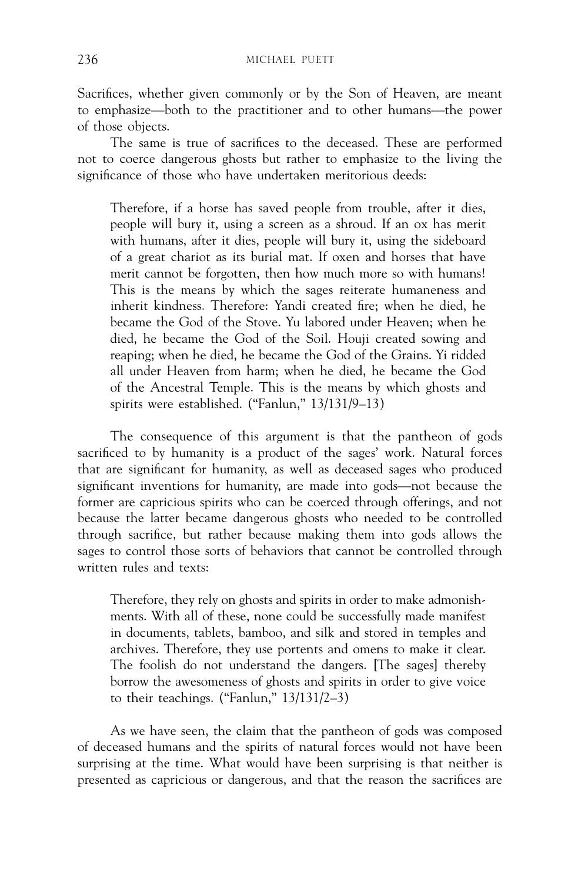Sacrifices, whether given commonly or by the Son of Heaven, are meant to emphasize—both to the practitioner and to other humans—the power of those objects.

The same is true of sacrifices to the deceased. These are performed not to coerce dangerous ghosts but rather to emphasize to the living the significance of those who have undertaken meritorious deeds:

> Therefore, if a horse has saved people from trouble, after it dies, people will bury it, using a screen as a shroud. If an ox has merit with humans, after it dies, people will bury it, using the sideboard of a great chariot as its burial mat. If oxen and horses that have merit cannot be forgotten, then how much more so with humans! This is the means by which the sages reiterate humaneness and inherit kindness. Therefore: Yandi created fire; when he died, he became the God of the Stove. Yu labored under Heaven; when he died, he became the God of the Soil. Houji created sowing and reaping; when he died, he became the God of the Grains. Yi ridded all under Heaven from harm; when he died, he became the God of the Ancestral Temple. This is the means by which ghosts and spirits were established. ("Fanlun," 13/131/9–13)

The consequence of this argument is that the pantheon of gods sacrificed to by humanity is a product of the sages' work. Natural forces that are significant for humanity, as well as deceased sages who produced significant inventions for humanity, are made into gods—not because the former are capricious spirits who can be coerced through offerings, and not because the latter became dangerous ghosts who needed to be controlled through sacrifice, but rather because making them into gods allows the sages to control those sorts of behaviors that cannot be controlled through written rules and texts:

> Therefore, they rely on ghosts and spirits in order to make admonishments. With all of these, none could be successfully made manifest in documents, tablets, bamboo, and silk and stored in temples and archives. Therefore, they use portents and omens to make it clear. The foolish do not understand the dangers. [The sages] thereby borrow the awesomeness of ghosts and spirits in order to give voice to their teachings. ("Fanlun," 13/131/2–3)

As we have seen, the claim that the pantheon of gods was composed of deceased humans and the spirits of natural forces would not have been surprising at the time. What would have been surprising is that neither is presented as capricious or dangerous, and that the reason the sacrifices are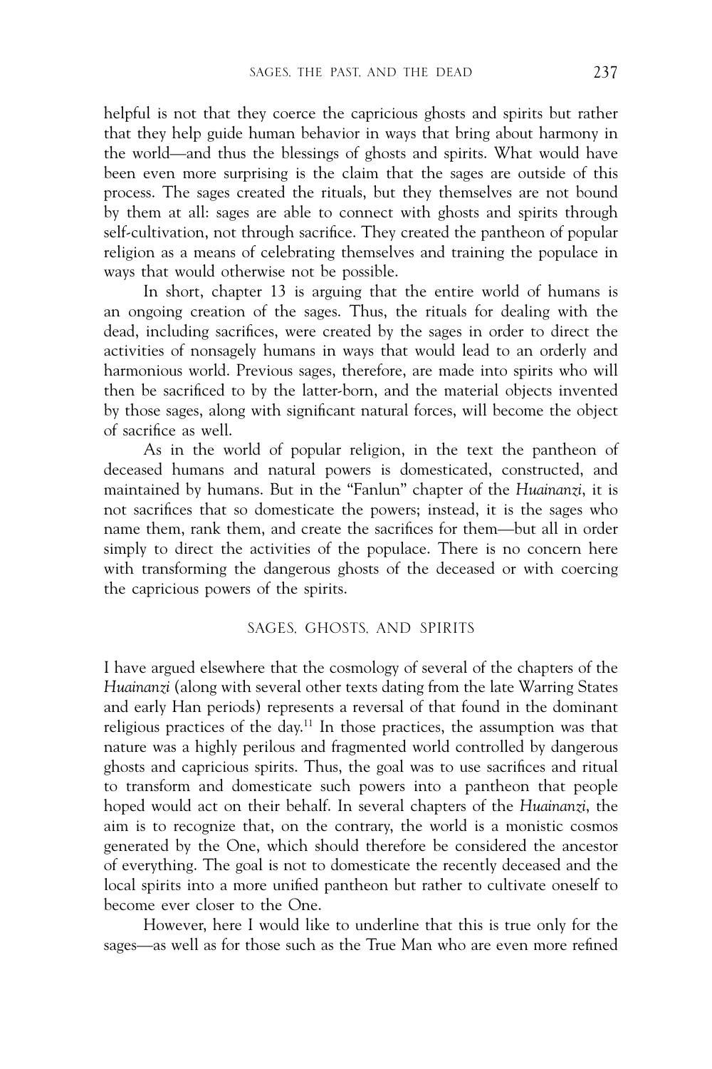helpful is not that they coerce the capricious ghosts and spirits but rather that they help guide human behavior in ways that bring about harmony in the world—and thus the blessings of ghosts and spirits. What would have been even more surprising is the claim that the sages are outside of this process. The sages created the rituals, but they themselves are not bound by them at all: sages are able to connect with ghosts and spirits through self-cultivation, not through sacrifice. They created the pantheon of popular religion as a means of celebrating themselves and training the populace in ways that would otherwise not be possible.

In short, chapter 13 is arguing that the entire world of humans is an ongoing creation of the sages. Thus, the rituals for dealing with the dead, including sacrifices, were created by the sages in order to direct the activities of nonsagely humans in ways that would lead to an orderly and harmonious world. Previous sages, therefore, are made into spirits who will then be sacrificed to by the latter-born, and the material objects invented by those sages, along with significant natural forces, will become the object of sacrifice as well.

As in the world of popular religion, in the text the pantheon of deceased humans and natural powers is domesticated, constructed, and maintained by humans. But in the "Fanlun" chapter of the *Huainanzi*, it is not sacrifices that so domesticate the powers; instead, it is the sages who name them, rank them, and create the sacrifices for them—but all in order simply to direct the activities of the populace. There is no concern here with transforming the dangerous ghosts of the deceased or with coercing the capricious powers of the spirits.

## SAGES, GHOSTS, AND SPIRITS

I have argued elsewhere that the cosmology of several of the chapters of the *Huainanzi* (along with several other texts dating from the late Warring States and early Han periods) represents a reversal of that found in the dominant religious practices of the day.[11] In those practices, the assumption was that nature was a highly perilous and fragmented world controlled by dangerous ghosts and capricious spirits. Thus, the goal was to use sacrifices and ritual to transform and domesticate such powers into a pantheon that people hoped would act on their behalf. In several chapters of the *Huainanzi*, the aim is to recognize that, on the contrary, the world is a monistic cosmos generated by the One, which should therefore be considered the ancestor of everything. The goal is not to domesticate the recently deceased and the local spirits into a more unified pantheon but rather to cultivate oneself to become ever closer to the One.

However, here I would like to underline that this is true only for the sages—as well as for those such as the True Man who are even more refined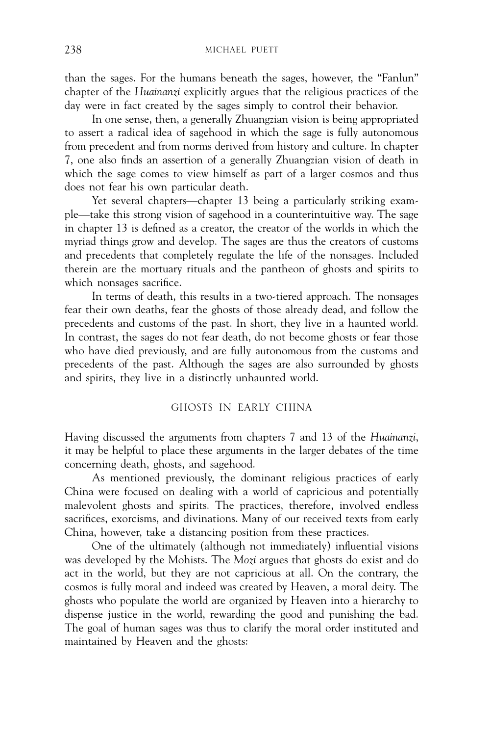than the sages. For the humans beneath the sages, however, the "Fanlun" chapter of the *Huainanzi* explicitly argues that the religious practices of the day were in fact created by the sages simply to control their behavior.

In one sense, then, a generally Zhuangzian vision is being appropriated to assert a radical idea of sagehood in which the sage is fully autonomous from precedent and from norms derived from history and culture. In chapter 7, one also finds an assertion of a generally Zhuangzian vision of death in which the sage comes to view himself as part of a larger cosmos and thus does not fear his own particular death.

Yet several chapters—chapter 13 being a particularly striking example—take this strong vision of sagehood in a counterintuitive way. The sage in chapter 13 is defined as a creator, the creator of the worlds in which the myriad things grow and develop. The sages are thus the creators of customs and precedents that completely regulate the life of the nonsages. Included therein are the mortuary rituals and the pantheon of ghosts and spirits to which nonsages sacrifice.

In terms of death, this results in a two-tiered approach. The nonsages fear their own deaths, fear the ghosts of those already dead, and follow the precedents and customs of the past. In short, they live in a haunted world. In contrast, the sages do not fear death, do not become ghosts or fear those who have died previously, and are fully autonomous from the customs and precedents of the past. Although the sages are also surrounded by ghosts and spirits, they live in a distinctly unhaunted world.

## GHOSTS IN EARLY CHINA

Having discussed the arguments from chapters 7 and 13 of the *Huainanzi*, it may be helpful to place these arguments in the larger debates of the time concerning death, ghosts, and sagehood.

As mentioned previously, the dominant religious practices of early China were focused on dealing with a world of capricious and potentially malevolent ghosts and spirits. The practices, therefore, involved endless sacrifices, exorcisms, and divinations. Many of our received texts from early China, however, take a distancing position from these practices.

One of the ultimately (although not immediately) influential visions was developed by the Mohists. The *Mozi* argues that ghosts do exist and do act in the world, but they are not capricious at all. On the contrary, the cosmos is fully moral and indeed was created by Heaven, a moral deity. The ghosts who populate the world are organized by Heaven into a hierarchy to dispense justice in the world, rewarding the good and punishing the bad. The goal of human sages was thus to clarify the moral order instituted and maintained by Heaven and the ghosts: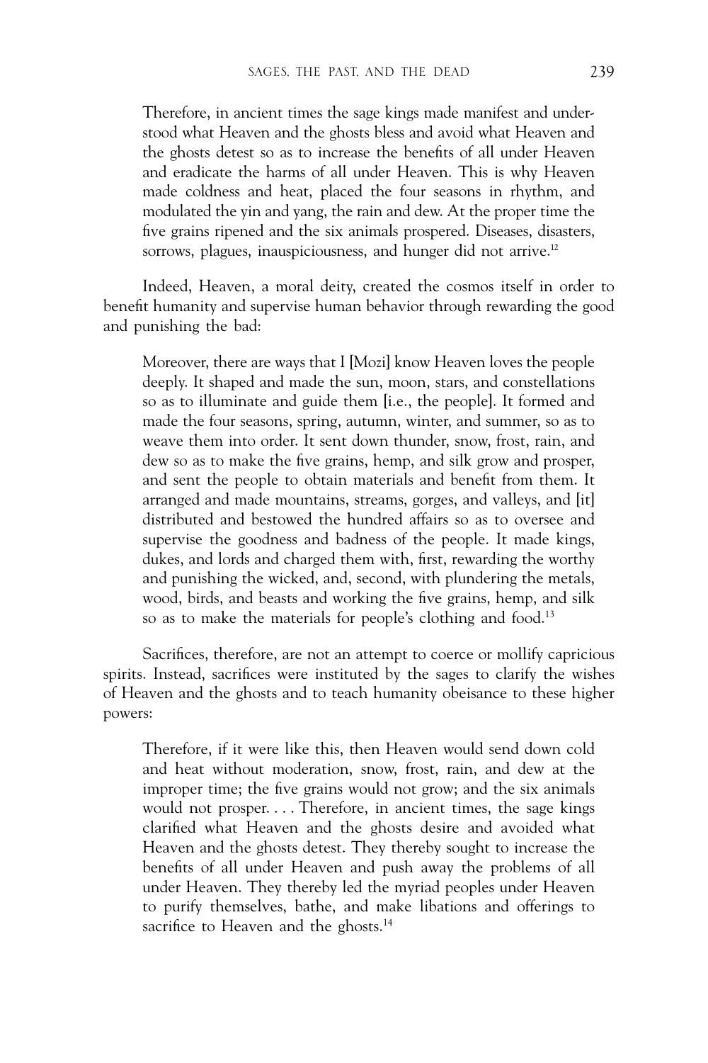> Therefore, in ancient times the sage kings made manifest and understood what Heaven and the ghosts bless and avoid what Heaven and the ghosts detest so as to increase the benefits of all under Heaven and eradicate the harms of all under Heaven. This is why Heaven made coldness and heat, placed the four seasons in rhythm, and modulated the yin and yang, the rain and dew. At the proper time the five grains ripened and the six animals prospered. Diseases, disasters, sorrows, plagues, inauspiciousness, and hunger did not arrive.[12]

Indeed, Heaven, a moral deity, created the cosmos itself in order to benefit humanity and supervise human behavior through rewarding the good and punishing the bad:

> Moreover, there are ways that I [Mozi] know Heaven loves the people deeply. It shaped and made the sun, moon, stars, and constellations so as to illuminate and guide them [i.e., the people]. It formed and made the four seasons, spring, autumn, winter, and summer, so as to weave them into order. It sent down thunder, snow, frost, rain, and dew so as to make the five grains, hemp, and silk grow and prosper, and sent the people to obtain materials and benefit from them. It arranged and made mountains, streams, gorges, and valleys, and [it] distributed and bestowed the hundred affairs so as to oversee and supervise the goodness and badness of the people. It made kings, dukes, and lords and charged them with, first, rewarding the worthy and punishing the wicked, and, second, with plundering the metals, wood, birds, and beasts and working the five grains, hemp, and silk so as to make the materials for people's clothing and food.[13]

Sacrifices, therefore, are not an attempt to coerce or mollify capricious spirits. Instead, sacrifices were instituted by the sages to clarify the wishes of Heaven and the ghosts and to teach humanity obeisance to these higher powers:

> Therefore, if it were like this, then Heaven would send down cold and heat without moderation, snow, frost, rain, and dew at the improper time; the five grains would not grow; and the six animals would not prosper. . . . Therefore, in ancient times, the sage kings clarified what Heaven and the ghosts desire and avoided what Heaven and the ghosts detest. They thereby sought to increase the benefits of all under Heaven and push away the problems of all under Heaven. They thereby led the myriad peoples under Heaven to purify themselves, bathe, and make libations and offerings to sacrifice to Heaven and the ghosts.[14]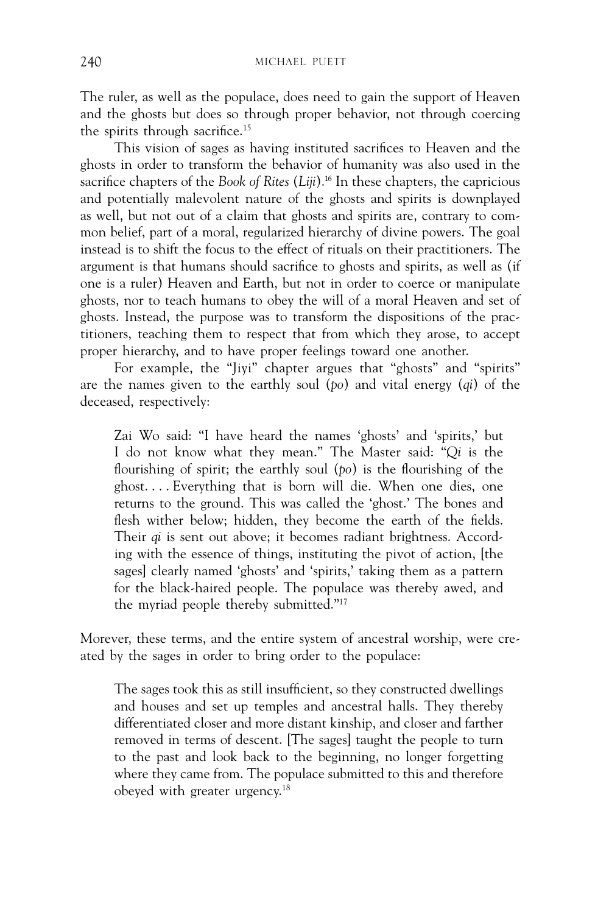The ruler, as well as the populace, does need to gain the support of Heaven and the ghosts but does so through proper behavior, not through coercing the spirits through sacrifice.[15]

This vision of sages as having instituted sacrifices to Heaven and the ghosts in order to transform the behavior of humanity was also used in the sacrifice chapters of the *Book of Rites* (*Liji*).[16] In these chapters, the capricious and potentially malevolent nature of the ghosts and spirits is downplayed as well, but not out of a claim that ghosts and spirits are, contrary to common belief, part of a moral, regularized hierarchy of divine powers. The goal instead is to shift the focus to the effect of rituals on their practitioners. The argument is that humans should sacrifice to ghosts and spirits, as well as (if one is a ruler) Heaven and Earth, but not in order to coerce or manipulate ghosts, nor to teach humans to obey the will of a moral Heaven and set of ghosts. Instead, the purpose was to transform the dispositions of the practitioners, teaching them to respect that from which they arose, to accept proper hierarchy, and to have proper feelings toward one another.

For example, the "Jiyi" chapter argues that "ghosts" and "spirits" are the names given to the earthly soul (*po*) and vital energy (*qi*) of the deceased, respectively:

> Zai Wo said: "I have heard the names 'ghosts' and 'spirits,' but I do not know what they mean." The Master said: "*Qi* is the flourishing of spirit; the earthly soul (*po*) is the flourishing of the ghost. . . . Everything that is born will die. When one dies, one returns to the ground. This was called the 'ghost.' The bones and flesh wither below; hidden, they become the earth of the fields. Their *qi* is sent out above; it becomes radiant brightness. According with the essence of things, instituting the pivot of action, [the sages] clearly named 'ghosts' and 'spirits,' taking them as a pattern for the black-haired people. The populace was thereby awed, and the myriad people thereby submitted."[17]

Morever, these terms, and the entire system of ancestral worship, were created by the sages in order to bring order to the populace:

> The sages took this as still insufficient, so they constructed dwellings and houses and set up temples and ancestral halls. They thereby differentiated closer and more distant kinship, and closer and farther removed in terms of descent. [The sages] taught the people to turn to the past and look back to the beginning, no longer forgetting where they came from. The populace submitted to this and therefore obeyed with greater urgency.[18]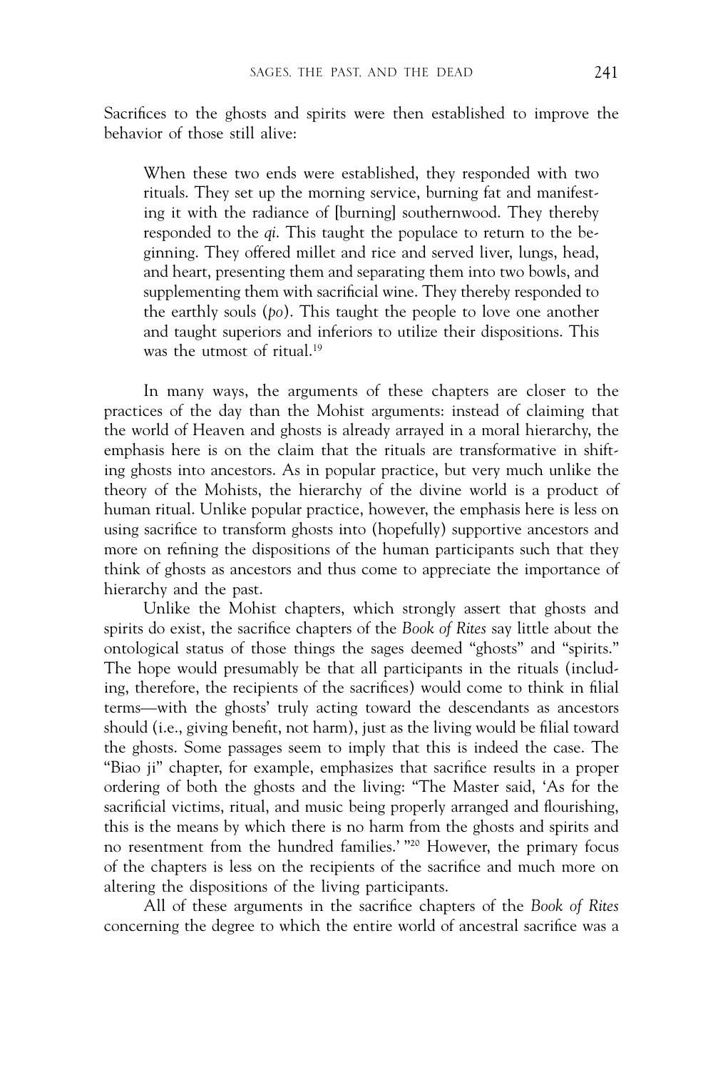Sacrifices to the ghosts and spirits were then established to improve the behavior of those still alive:

> When these two ends were established, they responded with two rituals. They set up the morning service, burning fat and manifesting it with the radiance of [burning] southernwood. They thereby responded to the *qi*. This taught the populace to return to the beginning. They offered millet and rice and served liver, lungs, head, and heart, presenting them and separating them into two bowls, and supplementing them with sacrificial wine. They thereby responded to the earthly souls (*po*). This taught the people to love one another and taught superiors and inferiors to utilize their dispositions. This was the utmost of ritual.[19]

In many ways, the arguments of these chapters are closer to the practices of the day than the Mohist arguments: instead of claiming that the world of Heaven and ghosts is already arrayed in a moral hierarchy, the emphasis here is on the claim that the rituals are transformative in shifting ghosts into ancestors. As in popular practice, but very much unlike the theory of the Mohists, the hierarchy of the divine world is a product of human ritual. Unlike popular practice, however, the emphasis here is less on using sacrifice to transform ghosts into (hopefully) supportive ancestors and more on refining the dispositions of the human participants such that they think of ghosts as ancestors and thus come to appreciate the importance of hierarchy and the past.

Unlike the Mohist chapters, which strongly assert that ghosts and spirits do exist, the sacrifice chapters of the *Book of Rites* say little about the ontological status of those things the sages deemed "ghosts" and "spirits." The hope would presumably be that all participants in the rituals (including, therefore, the recipients of the sacrifices) would come to think in filial terms—with the ghosts' truly acting toward the descendants as ancestors should (i.e., giving benefit, not harm), just as the living would be filial toward the ghosts. Some passages seem to imply that this is indeed the case. The "Biao ji" chapter, for example, emphasizes that sacrifice results in a proper ordering of both the ghosts and the living: "The Master said, 'As for the sacrificial victims, ritual, and music being properly arranged and flourishing, this is the means by which there is no harm from the ghosts and spirits and no resentment from the hundred families.'"[20] However, the primary focus of the chapters is less on the recipients of the sacrifice and much more on altering the dispositions of the living participants.

All of these arguments in the sacrifice chapters of the *Book of Rites* concerning the degree to which the entire world of ancestral sacrifice was a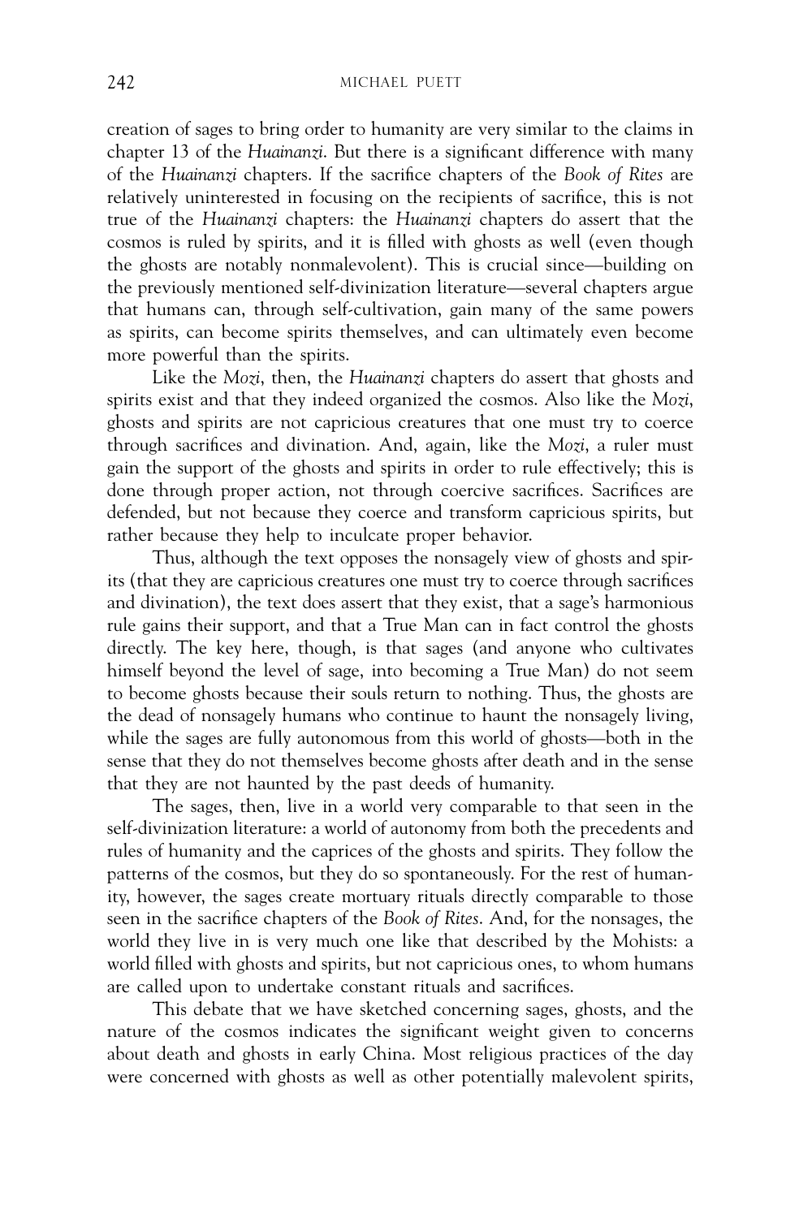creation of sages to bring order to humanity are very similar to the claims in chapter 13 of the *Huainanzi*. But there is a significant difference with many of the *Huainanzi* chapters. If the sacrifice chapters of the *Book of Rites* are relatively uninterested in focusing on the recipients of sacrifice, this is not true of the *Huainanzi* chapters: the *Huainanzi* chapters do assert that the cosmos is ruled by spirits, and it is filled with ghosts as well (even though the ghosts are notably nonmalevolent). This is crucial since—building on the previously mentioned self-divinization literature—several chapters argue that humans can, through self-cultivation, gain many of the same powers as spirits, can become spirits themselves, and can ultimately even become more powerful than the spirits.

Like the *Mozi*, then, the *Huainanzi* chapters do assert that ghosts and spirits exist and that they indeed organized the cosmos. Also like the *Mozi*, ghosts and spirits are not capricious creatures that one must try to coerce through sacrifices and divination. And, again, like the *Mozi*, a ruler must gain the support of the ghosts and spirits in order to rule effectively; this is done through proper action, not through coercive sacrifices. Sacrifices are defended, but not because they coerce and transform capricious spirits, but rather because they help to inculcate proper behavior.

Thus, although the text opposes the nonsagely view of ghosts and spirits (that they are capricious creatures one must try to coerce through sacrifices and divination), the text does assert that they exist, that a sage's harmonious rule gains their support, and that a True Man can in fact control the ghosts directly. The key here, though, is that sages (and anyone who cultivates himself beyond the level of sage, into becoming a True Man) do not seem to become ghosts because their souls return to nothing. Thus, the ghosts are the dead of nonsagely humans who continue to haunt the nonsagely living, while the sages are fully autonomous from this world of ghosts—both in the sense that they do not themselves become ghosts after death and in the sense that they are not haunted by the past deeds of humanity.

The sages, then, live in a world very comparable to that seen in the self-divinization literature: a world of autonomy from both the precedents and rules of humanity and the caprices of the ghosts and spirits. They follow the patterns of the cosmos, but they do so spontaneously. For the rest of humanity, however, the sages create mortuary rituals directly comparable to those seen in the sacrifice chapters of the *Book of Rites*. And, for the nonsages, the world they live in is very much one like that described by the Mohists: a world filled with ghosts and spirits, but not capricious ones, to whom humans are called upon to undertake constant rituals and sacrifices.

This debate that we have sketched concerning sages, ghosts, and the nature of the cosmos indicates the significant weight given to concerns about death and ghosts in early China. Most religious practices of the day were concerned with ghosts as well as other potentially malevolent spirits,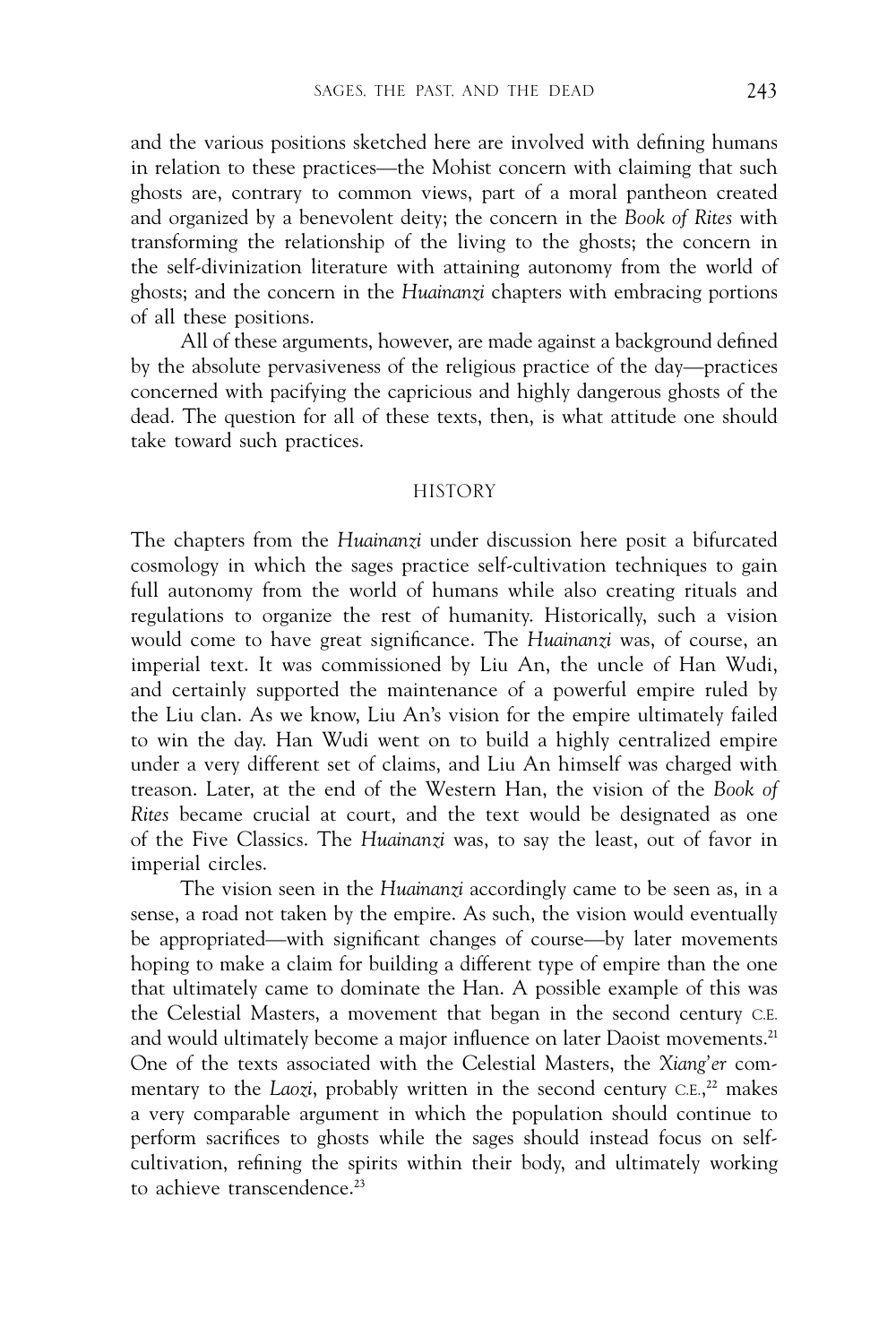and the various positions sketched here are involved with defining humans in relation to these practices—the Mohist concern with claiming that such ghosts are, contrary to common views, part of a moral pantheon created and organized by a benevolent deity; the concern in the *Book of Rites* with transforming the relationship of the living to the ghosts; the concern in the self-divinization literature with attaining autonomy from the world of ghosts; and the concern in the *Huainanzi* chapters with embracing portions of all these positions.

All of these arguments, however, are made against a background defined by the absolute pervasiveness of the religious practice of the day—practices concerned with pacifying the capricious and highly dangerous ghosts of the dead. The question for all of these texts, then, is what attitude one should take toward such practices.

## HISTORY

The chapters from the *Huainanzi* under discussion here posit a bifurcated cosmology in which the sages practice self-cultivation techniques to gain full autonomy from the world of humans while also creating rituals and regulations to organize the rest of humanity. Historically, such a vision would come to have great significance. The *Huainanzi* was, of course, an imperial text. It was commissioned by Liu An, the uncle of Han Wudi, and certainly supported the maintenance of a powerful empire ruled by the Liu clan. As we know, Liu An's vision for the empire ultimately failed to win the day. Han Wudi went on to build a highly centralized empire under a very different set of claims, and Liu An himself was charged with treason. Later, at the end of the Western Han, the vision of the *Book of Rites* became crucial at court, and the text would be designated as one of the Five Classics. The *Huainanzi* was, to say the least, out of favor in imperial circles.

The vision seen in the *Huainanzi* accordingly came to be seen as, in a sense, a road not taken by the empire. As such, the vision would eventually be appropriated—with significant changes of course—by later movements hoping to make a claim for building a different type of empire than the one that ultimately came to dominate the Han. A possible example of this was the Celestial Masters, a movement that began in the second century C.E. and would ultimately become a major influence on later Daoist movements.[21] One of the texts associated with the Celestial Masters, the *Xiang'er* commentary to the *Laozi*, probably written in the second century C.E.,[22] makes a very comparable argument in which the population should continue to perform sacrifices to ghosts while the sages should instead focus on self-cultivation, refining the spirits within their body, and ultimately working to achieve transcendence.[23]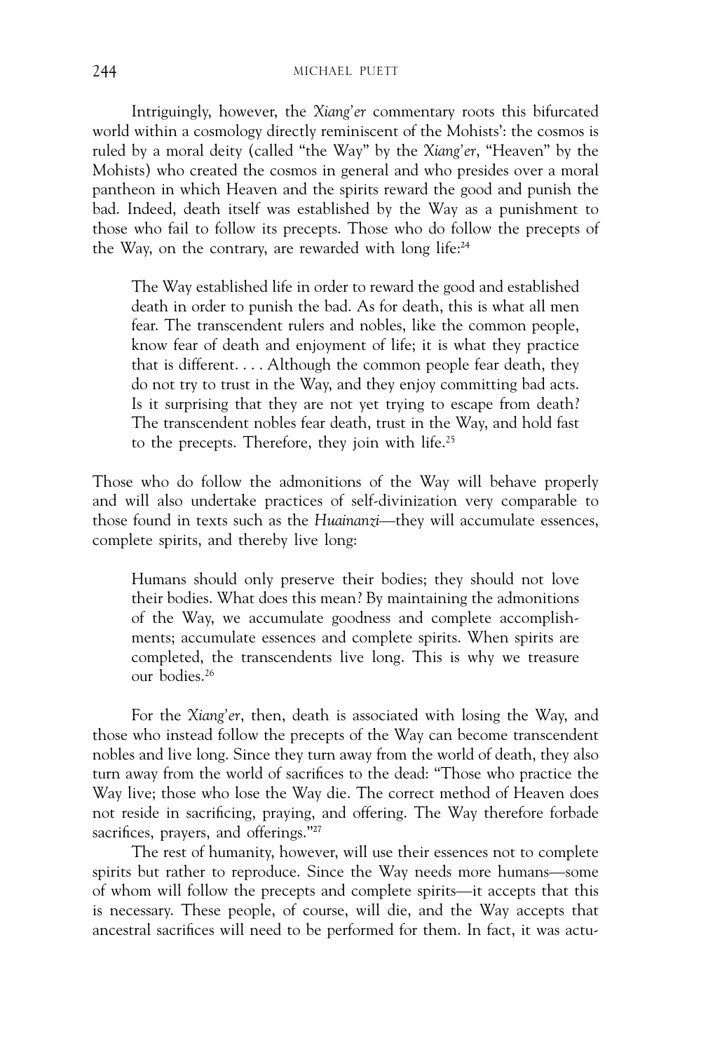Intriguingly, however, the *Xiang'er* commentary roots this bifurcated world within a cosmology directly reminiscent of the Mohists': the cosmos is ruled by a moral deity (called "the Way" by the *Xiang'er*, "Heaven" by the Mohists) who created the cosmos in general and who presides over a moral pantheon in which Heaven and the spirits reward the good and punish the bad. Indeed, death itself was established by the Way as a punishment to those who fail to follow its precepts. Those who do follow the precepts of the Way, on the contrary, are rewarded with long life:[24]

> The Way established life in order to reward the good and established death in order to punish the bad. As for death, this is what all men fear. The transcendent rulers and nobles, like the common people, know fear of death and enjoyment of life; it is what they practice that is different. . . . Although the common people fear death, they do not try to trust in the Way, and they enjoy committing bad acts. Is it surprising that they are not yet trying to escape from death? The transcendent nobles fear death, trust in the Way, and hold fast to the precepts. Therefore, they join with life.[25]

Those who do follow the admonitions of the Way will behave properly and will also undertake practices of self-divinization very comparable to those found in texts such as the *Huainanzi*—they will accumulate essences, complete spirits, and thereby live long:

> Humans should only preserve their bodies; they should not love their bodies. What does this mean? By maintaining the admonitions of the Way, we accumulate goodness and complete accomplishments; accumulate essences and complete spirits. When spirits are completed, the transcendents live long. This is why we treasure our bodies.[26]

For the *Xiang'er*, then, death is associated with losing the Way, and those who instead follow the precepts of the Way can become transcendent nobles and live long. Since they turn away from the world of death, they also turn away from the world of sacrifices to the dead: "Those who practice the Way live; those who lose the Way die. The correct method of Heaven does not reside in sacrificing, praying, and offering. The Way therefore forbade sacrifices, prayers, and offerings."[27]

The rest of humanity, however, will use their essences not to complete spirits but rather to reproduce. Since the Way needs more humans—some of whom will follow the precepts and complete spirits—it accepts that this is necessary. These people, of course, will die, and the Way accepts that ancestral sacrifices will need to be performed for them. In fact, it was actu-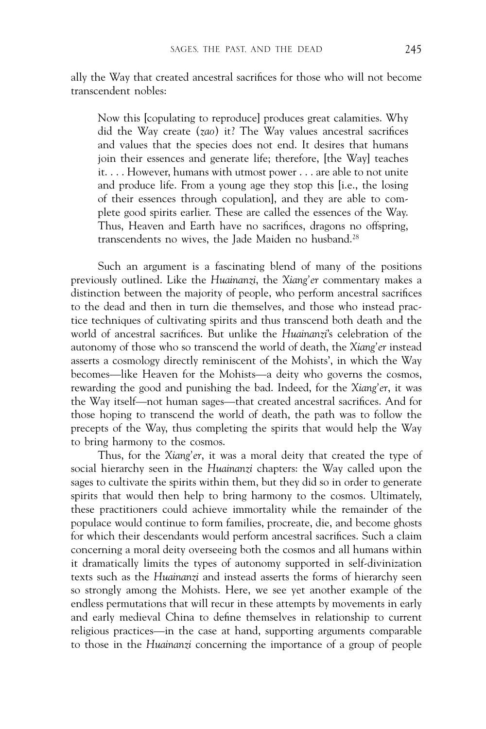ally the Way that created ancestral sacrifices for those who will not become transcendent nobles:

> Now this [copulating to reproduce] produces great calamities. Why did the Way create (*zao*) it? The Way values ancestral sacrifices and values that the species does not end. It desires that humans join their essences and generate life; therefore, [the Way] teaches it. . . . However, humans with utmost power . . . are able to not unite and produce life. From a young age they stop this [i.e., the losing of their essences through copulation], and they are able to complete good spirits earlier. These are called the essences of the Way. Thus, Heaven and Earth have no sacrifices, dragons no offspring, transcendents no wives, the Jade Maiden no husband.[28]

Such an argument is a fascinating blend of many of the positions previously outlined. Like the *Huainanzi*, the *Xiang'er* commentary makes a distinction between the majority of people, who perform ancestral sacrifices to the dead and then in turn die themselves, and those who instead practice techniques of cultivating spirits and thus transcend both death and the world of ancestral sacrifices. But unlike the *Huainanzi*'s celebration of the autonomy of those who so transcend the world of death, the *Xiang'er* instead asserts a cosmology directly reminiscent of the Mohists', in which the Way becomes—like Heaven for the Mohists—a deity who governs the cosmos, rewarding the good and punishing the bad. Indeed, for the *Xiang'er*, it was the Way itself—not human sages—that created ancestral sacrifices. And for those hoping to transcend the world of death, the path was to follow the precepts of the Way, thus completing the spirits that would help the Way to bring harmony to the cosmos.

Thus, for the *Xiang'er*, it was a moral deity that created the type of social hierarchy seen in the *Huainanzi* chapters: the Way called upon the sages to cultivate the spirits within them, but they did so in order to generate spirits that would then help to bring harmony to the cosmos. Ultimately, these practitioners could achieve immortality while the remainder of the populace would continue to form families, procreate, die, and become ghosts for which their descendants would perform ancestral sacrifices. Such a claim concerning a moral deity overseeing both the cosmos and all humans within it dramatically limits the types of autonomy supported in self-divinization texts such as the *Huainanzi* and instead asserts the forms of hierarchy seen so strongly among the Mohists. Here, we see yet another example of the endless permutations that will recur in these attempts by movements in early and early medieval China to define themselves in relationship to current religious practices—in the case at hand, supporting arguments comparable to those in the *Huainanzi* concerning the importance of a group of people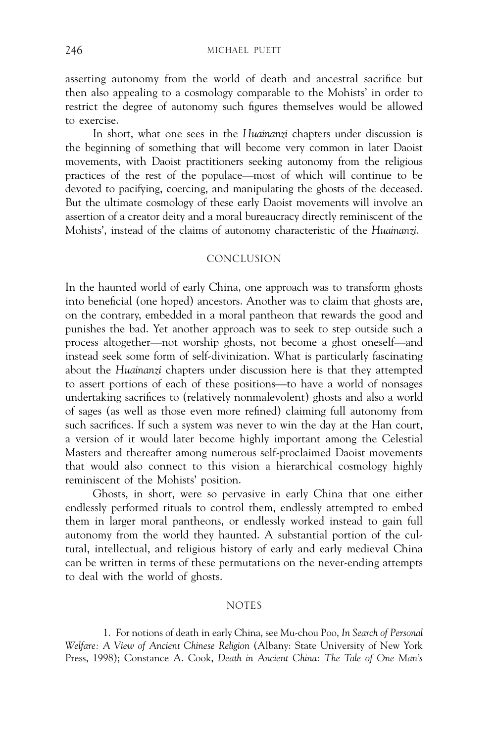asserting autonomy from the world of death and ancestral sacrifice but then also appealing to a cosmology comparable to the Mohists' in order to restrict the degree of autonomy such figures themselves would be allowed to exercise.

In short, what one sees in the *Huainanzi* chapters under discussion is the beginning of something that will become very common in later Daoist movements, with Daoist practitioners seeking autonomy from the religious practices of the rest of the populace—most of which will continue to be devoted to pacifying, coercing, and manipulating the ghosts of the deceased. But the ultimate cosmology of these early Daoist movements will involve an assertion of a creator deity and a moral bureaucracy directly reminiscent of the Mohists', instead of the claims of autonomy characteristic of the *Huainanzi*.

## CONCLUSION

In the haunted world of early China, one approach was to transform ghosts into beneficial (one hoped) ancestors. Another was to claim that ghosts are, on the contrary, embedded in a moral pantheon that rewards the good and punishes the bad. Yet another approach was to seek to step outside such a process altogether—not worship ghosts, not become a ghost oneself—and instead seek some form of self-divinization. What is particularly fascinating about the *Huainanzi* chapters under discussion here is that they attempted to assert portions of each of these positions—to have a world of nonsages undertaking sacrifices to (relatively nonmalevolent) ghosts and also a world of sages (as well as those even more refined) claiming full autonomy from such sacrifices. If such a system was never to win the day at the Han court, a version of it would later become highly important among the Celestial Masters and thereafter among numerous self-proclaimed Daoist movements that would also connect to this vision a hierarchical cosmology highly reminiscent of the Mohists' position.

Ghosts, in short, were so pervasive in early China that one either endlessly performed rituals to control them, endlessly attempted to embed them in larger moral pantheons, or endlessly worked instead to gain full autonomy from the world they haunted. A substantial portion of the cultural, intellectual, and religious history of early and early medieval China can be written in terms of these permutations on the never-ending attempts to deal with the world of ghosts.

## NOTES

1. For notions of death in early China, see Mu-chou Poo, *In Search of Personal Welfare: A View of Ancient Chinese Religion* (Albany: State University of New York Press, 1998); Constance A. Cook, *Death in Ancient China: The Tale of One Man's*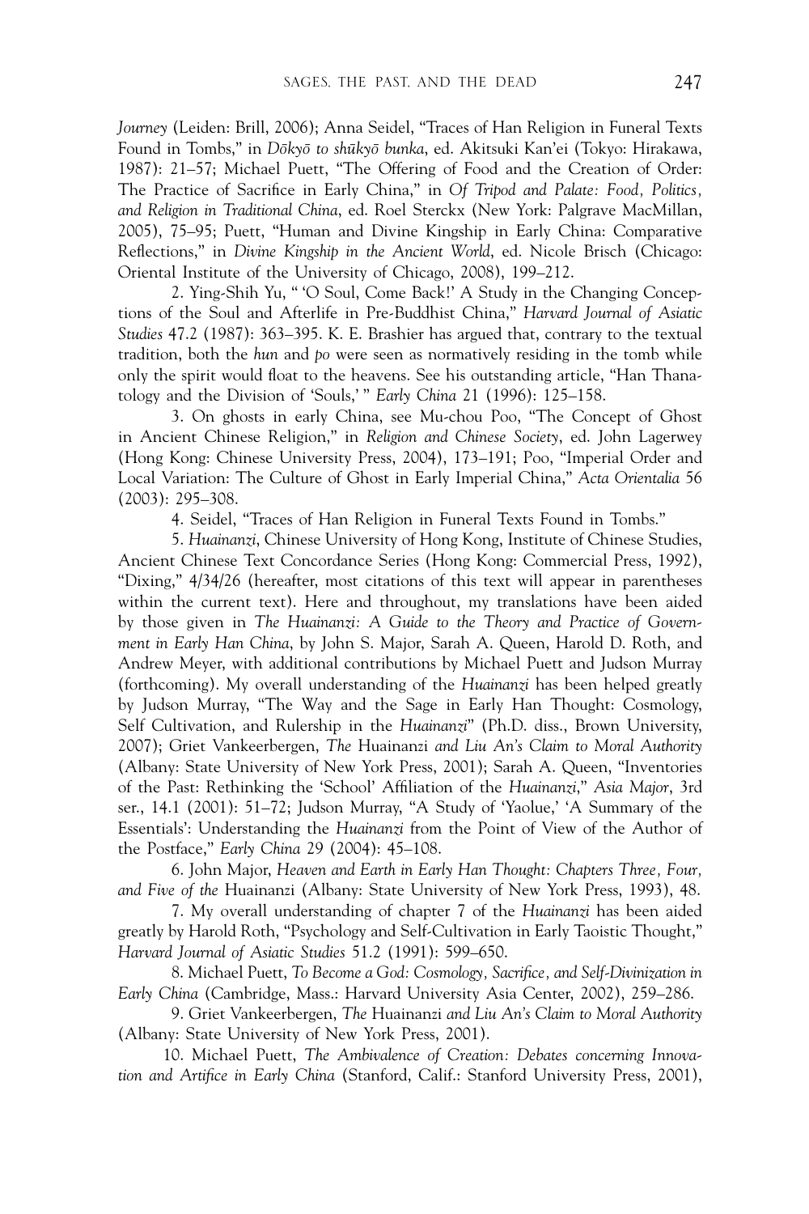*Journey* (Leiden: Brill, 2006); Anna Seidel, "Traces of Han Religion in Funeral Texts Found in Tombs," in *Dōkyō to shūkyō bunka*, ed. Akitsuki Kan'ei (Tokyo: Hirakawa, 1987): 21–57; Michael Puett, "The Offering of Food and the Creation of Order: The Practice of Sacrifice in Early China," in *Of Tripod and Palate: Food, Politics, and Religion in Traditional China*, ed. Roel Sterckx (New York: Palgrave MacMillan, 2005), 75–95; Puett, "Human and Divine Kingship in Early China: Comparative Reflections," in *Divine Kingship in the Ancient World*, ed. Nicole Brisch (Chicago: Oriental Institute of the University of Chicago, 2008), 199–212.

2. Ying-Shih Yu, " 'O Soul, Come Back!' A Study in the Changing Conceptions of the Soul and Afterlife in Pre-Buddhist China," *Harvard Journal of Asiatic Studies* 47.2 (1987): 363–395. K. E. Brashier has argued that, contrary to the textual tradition, both the *hun* and *po* were seen as normatively residing in the tomb while only the spirit would float to the heavens. See his outstanding article, "Han Thanatology and the Division of 'Souls,' " *Early China* 21 (1996): 125–158.

3. On ghosts in early China, see Mu-chou Poo, "The Concept of Ghost in Ancient Chinese Religion," in *Religion and Chinese Society*, ed. John Lagerwey (Hong Kong: Chinese University Press, 2004), 173–191; Poo, "Imperial Order and Local Variation: The Culture of Ghost in Early Imperial China," *Acta Orientalia* 56 (2003): 295–308.

4. Seidel, "Traces of Han Religion in Funeral Texts Found in Tombs."

5. *Huainanzi*, Chinese University of Hong Kong, Institute of Chinese Studies, Ancient Chinese Text Concordance Series (Hong Kong: Commercial Press, 1992), "Dixing," 4/34/26 (hereafter, most citations of this text will appear in parentheses within the current text). Here and throughout, my translations have been aided by those given in *The Huainanzi: A Guide to the Theory and Practice of Government in Early Han China*, by John S. Major, Sarah A. Queen, Harold D. Roth, and Andrew Meyer, with additional contributions by Michael Puett and Judson Murray (forthcoming). My overall understanding of the *Huainanzi* has been helped greatly by Judson Murray, "The Way and the Sage in Early Han Thought: Cosmology, Self Cultivation, and Rulership in the *Huainanzi*" (Ph.D. diss., Brown University, 2007); Griet Vankeerbergen, *The* Huainanzi *and Liu An's Claim to Moral Authority* (Albany: State University of New York Press, 2001); Sarah A. Queen, "Inventories of the Past: Rethinking the 'School' Affiliation of the *Huainanzi*," *Asia Major*, 3rd ser., 14.1 (2001): 51–72; Judson Murray, "A Study of 'Yaolue,' 'A Summary of the Essentials': Understanding the *Huainanzi* from the Point of View of the Author of the Postface," *Early China* 29 (2004): 45–108.

6. John Major, *Heaven and Earth in Early Han Thought: Chapters Three, Four, and Five of the* Huainanzi (Albany: State University of New York Press, 1993), 48.

7. My overall understanding of chapter 7 of the *Huainanzi* has been aided greatly by Harold Roth, "Psychology and Self-Cultivation in Early Taoistic Thought," *Harvard Journal of Asiatic Studies* 51.2 (1991): 599–650.

8. Michael Puett, *To Become a God: Cosmology, Sacrifice, and Self-Divinization in Early China* (Cambridge, Mass.: Harvard University Asia Center, 2002), 259–286.

9. Griet Vankeerbergen, *The* Huainanzi *and Liu An's Claim to Moral Authority* (Albany: State University of New York Press, 2001).

10. Michael Puett, *The Ambivalence of Creation: Debates concerning Innovation and Artifice in Early China* (Stanford, Calif.: Stanford University Press, 2001),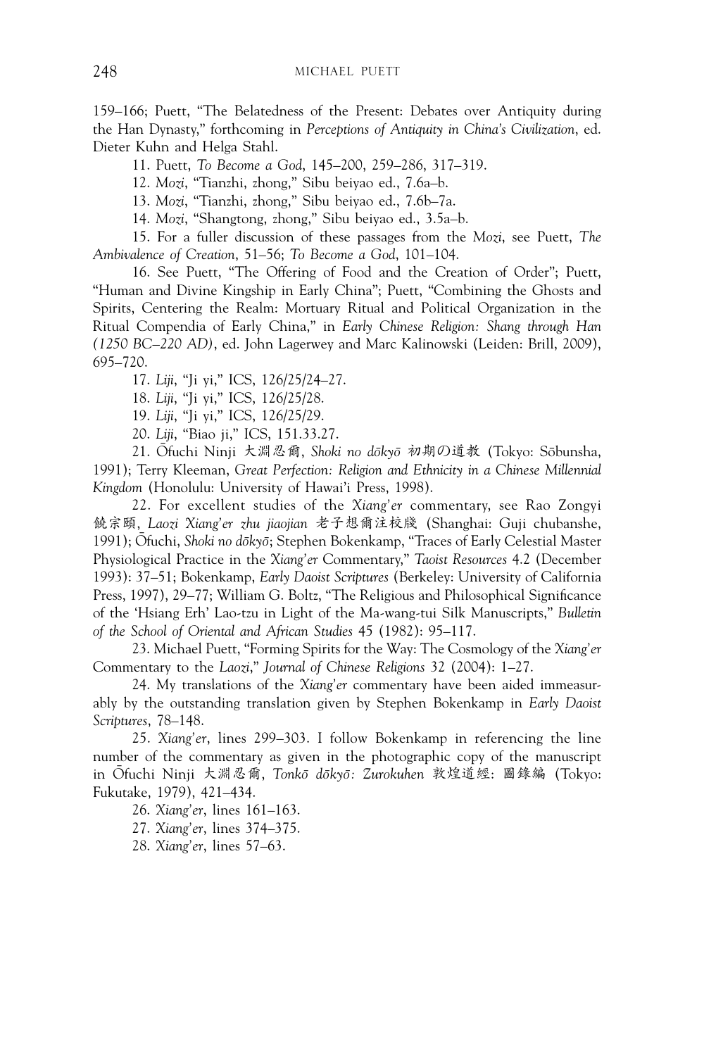159–166; Puett, "The Belatedness of the Present: Debates over Antiquity during the Han Dynasty," forthcoming in *Perceptions of Antiquity in China's Civilization*, ed. Dieter Kuhn and Helga Stahl.

11. Puett, *To Become a God*, 145–200, 259–286, 317–319.

12. *Mozi*, "Tianzhi, zhong," Sibu beiyao ed., 7.6a–b.

13. *Mozi*, "Tianzhi, zhong," Sibu beiyao ed., 7.6b–7a.

14. *Mozi*, "Shangtong, zhong," Sibu beiyao ed., 3.5a–b.

15. For a fuller discussion of these passages from the *Mozi*, see Puett, *The Ambivalence of Creation*, 51–56; *To Become a God*, 101–104.

16. See Puett, "The Offering of Food and the Creation of Order"; Puett, "Human and Divine Kingship in Early China"; Puett, "Combining the Ghosts and Spirits, Centering the Realm: Mortuary Ritual and Political Organization in the Ritual Compendia of Early China," in *Early Chinese Religion: Shang through Han (1250 BC–220 AD)*, ed. John Lagerwey and Marc Kalinowski (Leiden: Brill, 2009), 695–720.

17. *Liji*, "Ji yi," ICS, 126/25/24–27.

18. *Liji*, "Ji yi," ICS, 126/25/28.

19. *Liji*, "Ji yi," ICS, 126/25/29.

20. *Liji*, "Biao ji," ICS, 151.33.27.

21. Ōfuchi Ninji 大淵忍爾, *Shoki no dōkyō* 初期の道教 (Tokyo: Sōbunsha, 1991); Terry Kleeman, *Great Perfection: Religion and Ethnicity in a Chinese Millennial Kingdom* (Honolulu: University of Hawai'i Press, 1998).

22. For excellent studies of the *Xiang'er* commentary, see Rao Zongyi 饒宗頤, *Laozi Xiang'er zhu jiaojian* 老子想爾注校牋 (Shanghai: Guji chubanshe, 1991); Ōfuchi, *Shoki no dōkyō*; Stephen Bokenkamp, "Traces of Early Celestial Master Physiological Practice in the *Xiang'er* Commentary," *Taoist Resources* 4.2 (December 1993): 37–51; Bokenkamp, *Early Daoist Scriptures* (Berkeley: University of California Press, 1997), 29–77; William G. Boltz, "The Religious and Philosophical Significance of the 'Hsiang Erh' Lao-tzu in Light of the Ma-wang-tui Silk Manuscripts," *Bulletin of the School of Oriental and African Studies* 45 (1982): 95–117.

23. Michael Puett, "Forming Spirits for the Way: The Cosmology of the *Xiang'er* Commentary to the *Laozi*," *Journal of Chinese Religions* 32 (2004): 1–27.

24. My translations of the *Xiang'er* commentary have been aided immeasurably by the outstanding translation given by Stephen Bokenkamp in *Early Daoist Scriptures*, 78–148.

25. *Xiang'er*, lines 299–303. I follow Bokenkamp in referencing the line number of the commentary as given in the photographic copy of the manuscript in Ōfuchi Ninji 大淵忍爾, *Tonkō dōkyō: Zurokuhen* 敦煌道經: 圖錄編 (Tokyo: Fukutake, 1979), 421–434.

26. *Xiang'er*, lines 161–163.

27. *Xiang'er*, lines 374–375.

28. *Xiang'er*, lines 57–63.